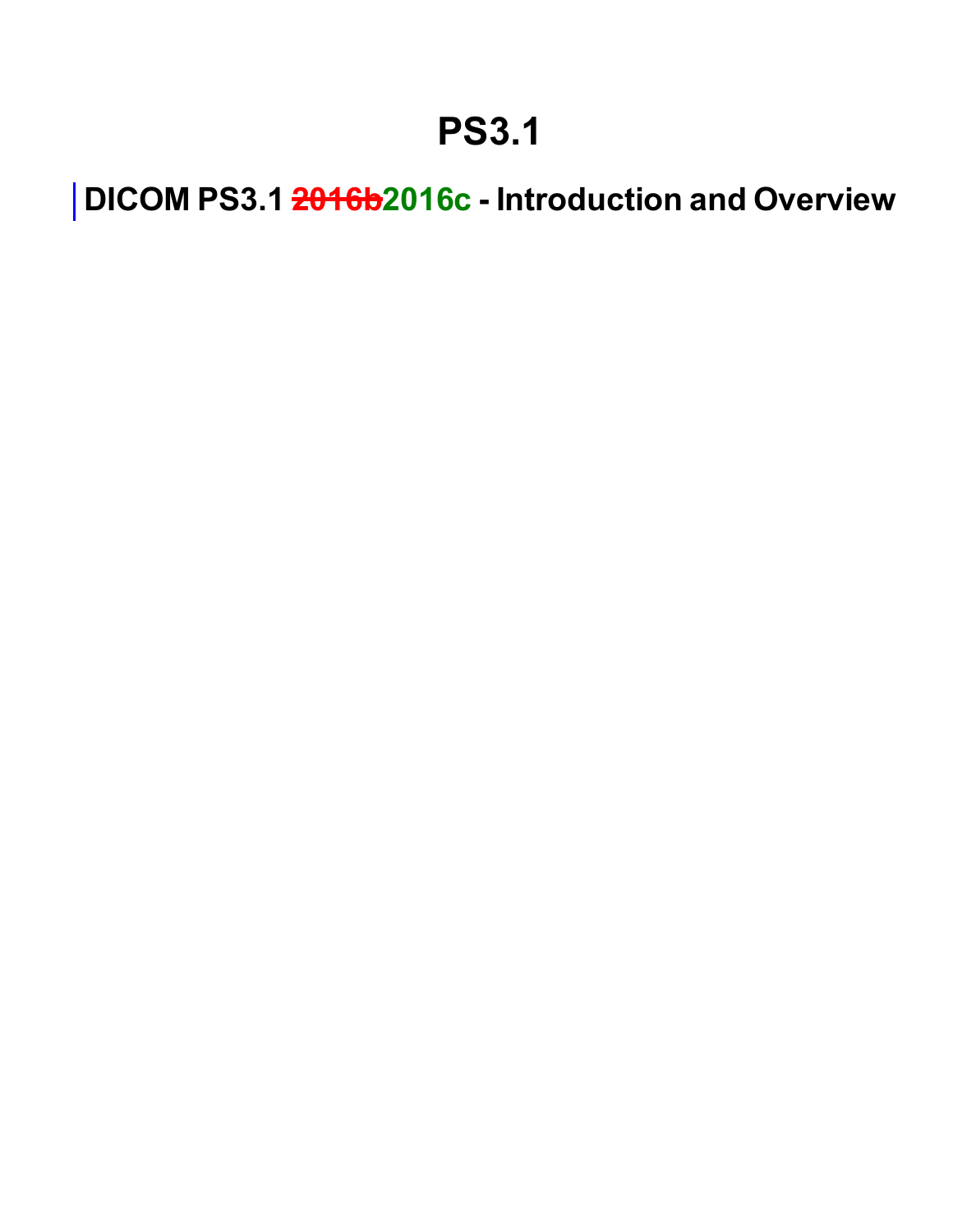# PS3.1

## DICOM PS3.1 ~~2016b~~2016c - Introduction and Overview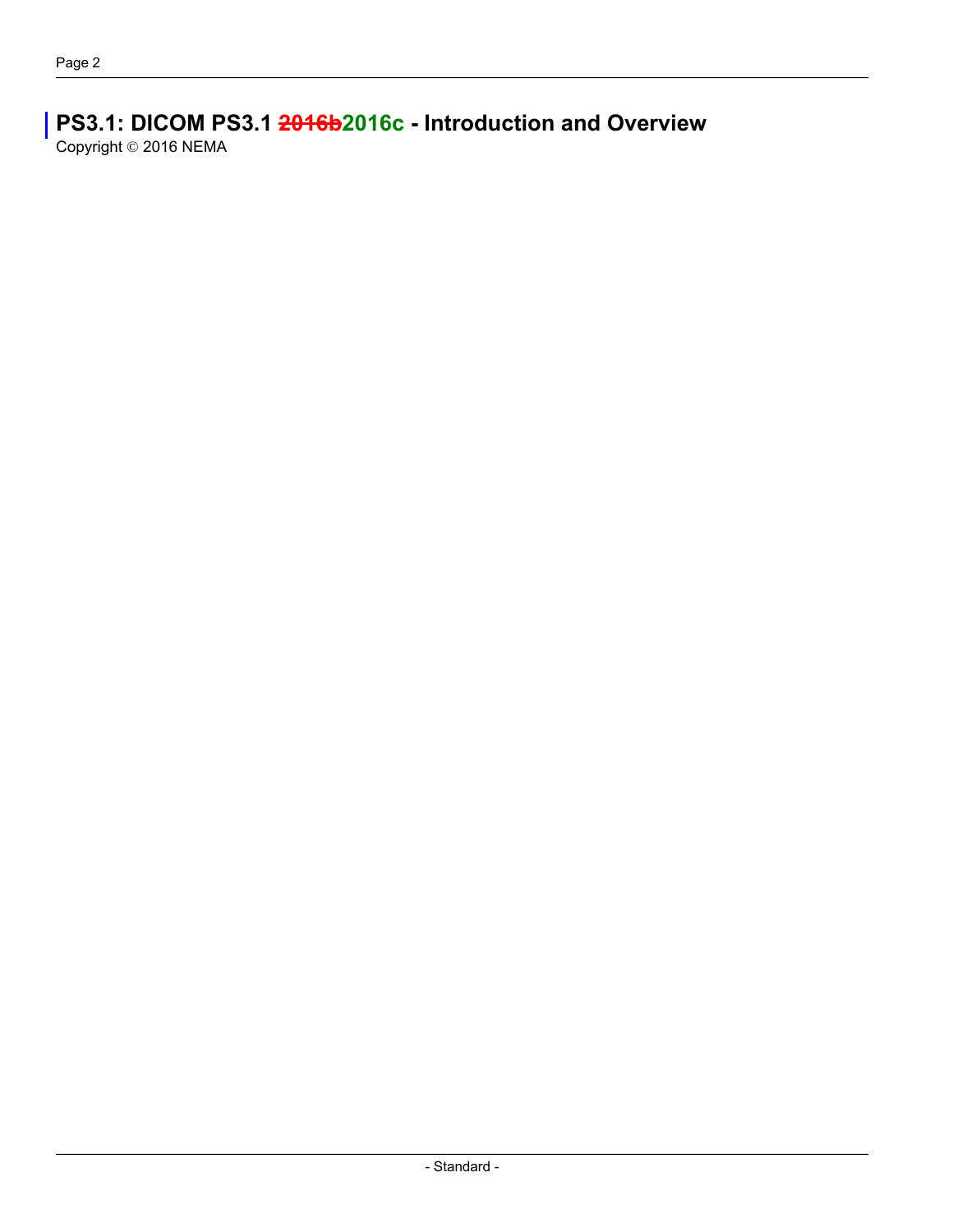# PS3.1: DICOM PS3.1 ~~2016b~~2016c - Introduction and Overview

Copyright © 2016 NEMA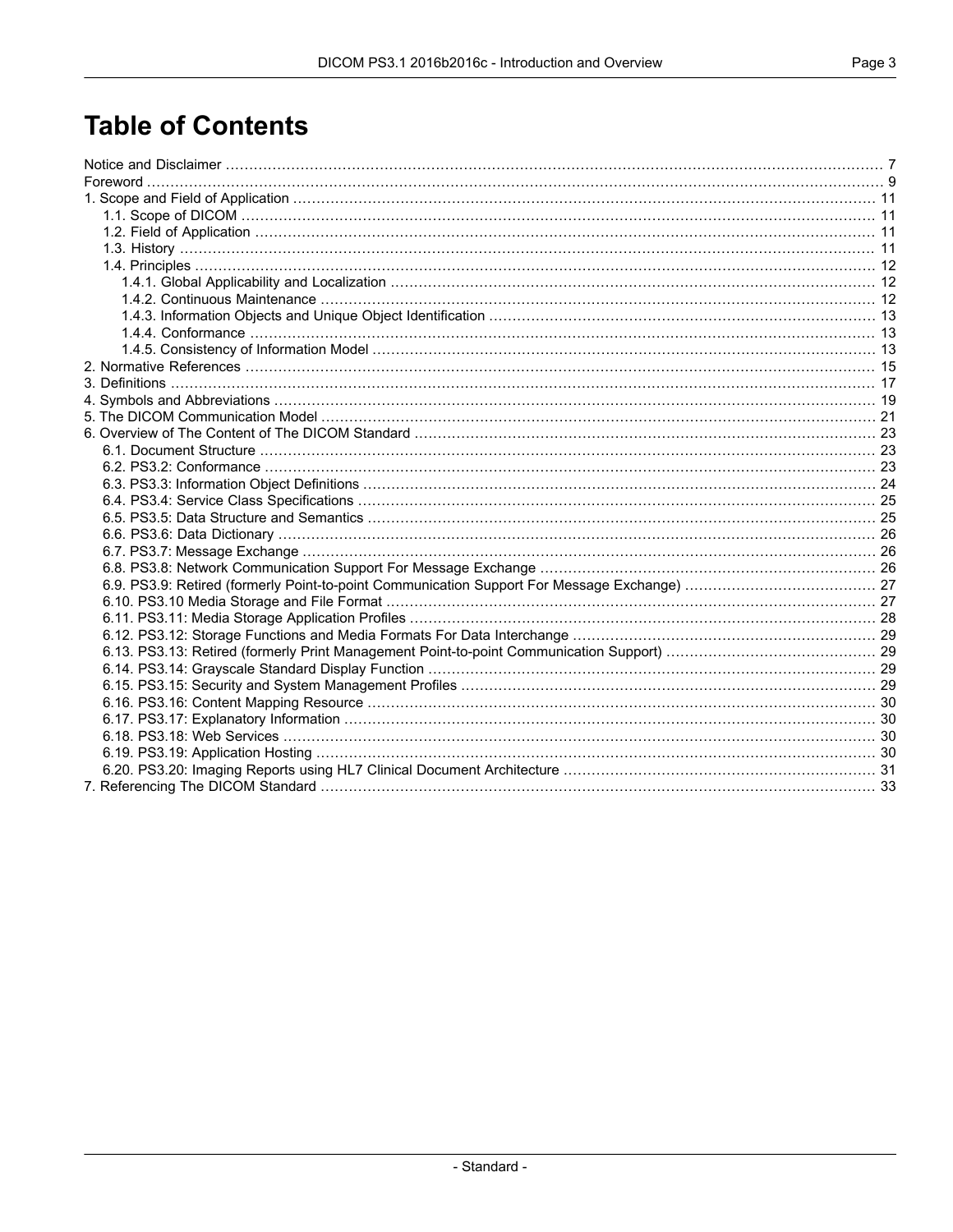# Table of Contents

Notice and Disclaimer ... 7
Foreword ... 9
1. Scope and Field of Application ... 11
    1.1. Scope of DICOM ... 11
    1.2. Field of Application ... 11
    1.3. History ... 11
    1.4. Principles ... 12
        1.4.1. Global Applicability and Localization ... 12
        1.4.2. Continuous Maintenance ... 12
        1.4.3. Information Objects and Unique Object Identification ... 13
        1.4.4. Conformance ... 13
        1.4.5. Consistency of Information Model ... 13
2. Normative References ... 15
3. Definitions ... 17
4. Symbols and Abbreviations ... 19
5. The DICOM Communication Model ... 21
6. Overview of The Content of The DICOM Standard ... 23
    6.1. Document Structure ... 23
    6.2. PS3.2: Conformance ... 23
    6.3. PS3.3: Information Object Definitions ... 24
    6.4. PS3.4: Service Class Specifications ... 25
    6.5. PS3.5: Data Structure and Semantics ... 25
    6.6. PS3.6: Data Dictionary ... 26
    6.7. PS3.7: Message Exchange ... 26
    6.8. PS3.8: Network Communication Support For Message Exchange ... 26
    6.9. PS3.9: Retired (formerly Point-to-point Communication Support For Message Exchange) ... 27
    6.10. PS3.10 Media Storage and File Format ... 27
    6.11. PS3.11: Media Storage Application Profiles ... 28
    6.12. PS3.12: Storage Functions and Media Formats For Data Interchange ... 29
    6.13. PS3.13: Retired (formerly Print Management Point-to-point Communication Support) ... 29
    6.14. PS3.14: Grayscale Standard Display Function ... 29
    6.15. PS3.15: Security and System Management Profiles ... 29
    6.16. PS3.16: Content Mapping Resource ... 30
    6.17. PS3.17: Explanatory Information ... 30
    6.18. PS3.18: Web Services ... 30
    6.19. PS3.19: Application Hosting ... 30
    6.20. PS3.20: Imaging Reports using HL7 Clinical Document Architecture ... 31
7. Referencing The DICOM Standard ... 33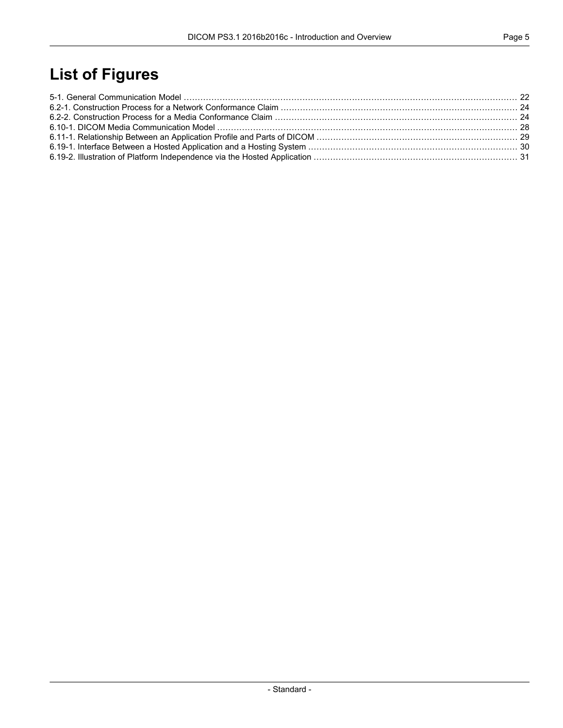# List of Figures

5-1. General Communication Model ........................................................................................................................ 22
6.2-1. Construction Process for a Network Conformance Claim ..................................................................................... 24
6.2-2. Construction Process for a Media Conformance Claim ....................................................................................... 24
6.10-1. DICOM Media Communication Model ............................................................................................................ 28
6.11-1. Relationship Between an Application Profile and Parts of DICOM ........................................................................ 29
6.19-1. Interface Between a Hosted Application and a Hosting System ........................................................................... 30
6.19-2. Illustration of Platform Independence via the Hosted Application ......................................................................... 31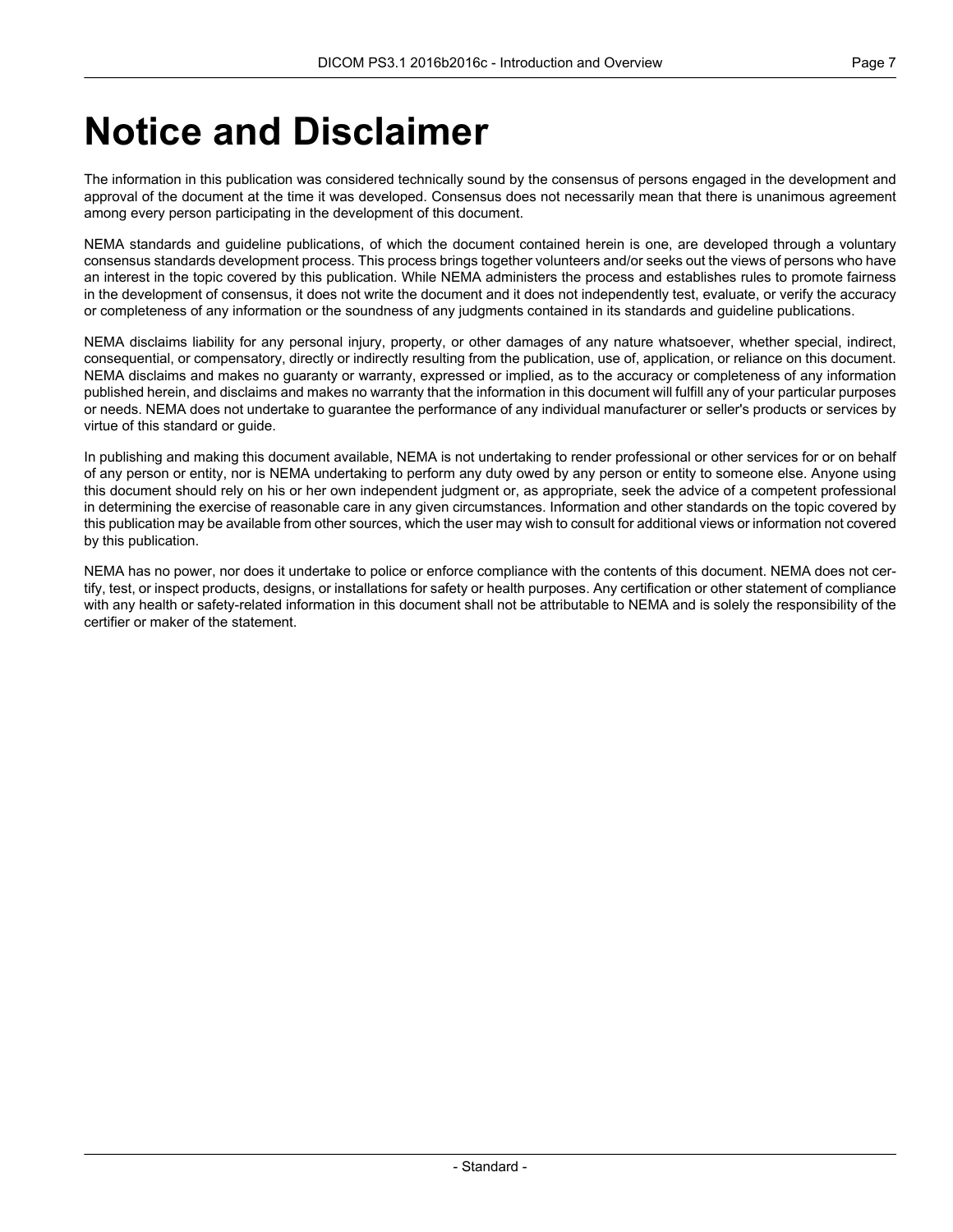# Notice and Disclaimer

The information in this publication was considered technically sound by the consensus of persons engaged in the development and approval of the document at the time it was developed. Consensus does not necessarily mean that there is unanimous agreement among every person participating in the development of this document.

NEMA standards and guideline publications, of which the document contained herein is one, are developed through a voluntary consensus standards development process. This process brings together volunteers and/or seeks out the views of persons who have an interest in the topic covered by this publication. While NEMA administers the process and establishes rules to promote fairness in the development of consensus, it does not write the document and it does not independently test, evaluate, or verify the accuracy or completeness of any information or the soundness of any judgments contained in its standards and guideline publications.

NEMA disclaims liability for any personal injury, property, or other damages of any nature whatsoever, whether special, indirect, consequential, or compensatory, directly or indirectly resulting from the publication, use of, application, or reliance on this document. NEMA disclaims and makes no guaranty or warranty, expressed or implied, as to the accuracy or completeness of any information published herein, and disclaims and makes no warranty that the information in this document will fulfill any of your particular purposes or needs. NEMA does not undertake to guarantee the performance of any individual manufacturer or seller's products or services by virtue of this standard or guide.

In publishing and making this document available, NEMA is not undertaking to render professional or other services for or on behalf of any person or entity, nor is NEMA undertaking to perform any duty owed by any person or entity to someone else. Anyone using this document should rely on his or her own independent judgment or, as appropriate, seek the advice of a competent professional in determining the exercise of reasonable care in any given circumstances. Information and other standards on the topic covered by this publication may be available from other sources, which the user may wish to consult for additional views or information not covered by this publication.

NEMA has no power, nor does it undertake to police or enforce compliance with the contents of this document. NEMA does not certify, test, or inspect products, designs, or installations for safety or health purposes. Any certification or other statement of compliance with any health or safety-related information in this document shall not be attributable to NEMA and is solely the responsibility of the certifier or maker of the statement.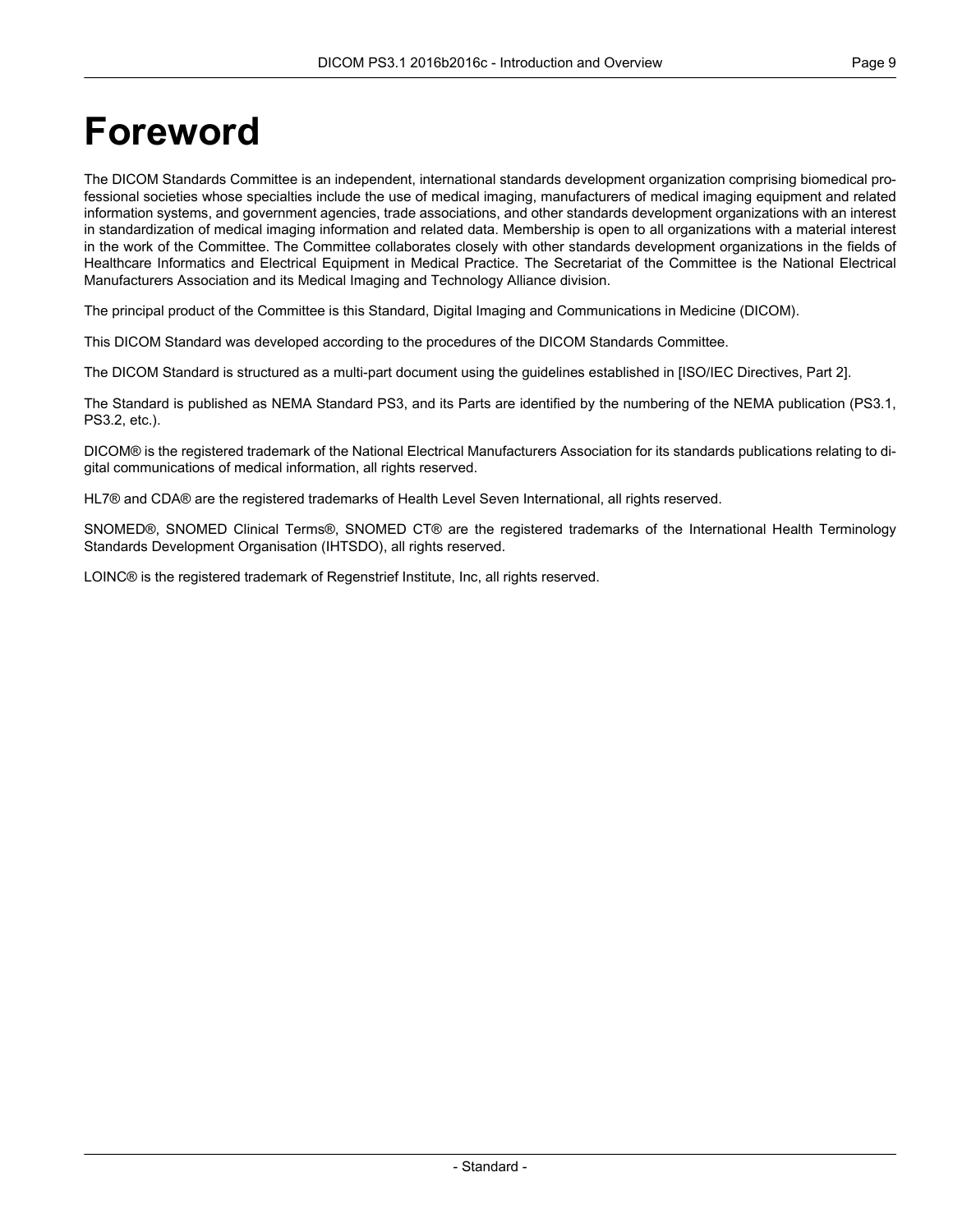# Foreword

The DICOM Standards Committee is an independent, international standards development organization comprising biomedical professional societies whose specialties include the use of medical imaging, manufacturers of medical imaging equipment and related information systems, and government agencies, trade associations, and other standards development organizations with an interest in standardization of medical imaging information and related data. Membership is open to all organizations with a material interest in the work of the Committee. The Committee collaborates closely with other standards development organizations in the fields of Healthcare Informatics and Electrical Equipment in Medical Practice. The Secretariat of the Committee is the National Electrical Manufacturers Association and its Medical Imaging and Technology Alliance division.

The principal product of the Committee is this Standard, Digital Imaging and Communications in Medicine (DICOM).

This DICOM Standard was developed according to the procedures of the DICOM Standards Committee.

The DICOM Standard is structured as a multi-part document using the guidelines established in [ISO/IEC Directives, Part 2].

The Standard is published as NEMA Standard PS3, and its Parts are identified by the numbering of the NEMA publication (PS3.1, PS3.2, etc.).

DICOM® is the registered trademark of the National Electrical Manufacturers Association for its standards publications relating to digital communications of medical information, all rights reserved.

HL7® and CDA® are the registered trademarks of Health Level Seven International, all rights reserved.

SNOMED®, SNOMED Clinical Terms®, SNOMED CT® are the registered trademarks of the International Health Terminology Standards Development Organisation (IHTSDO), all rights reserved.

LOINC® is the registered trademark of Regenstrief Institute, Inc, all rights reserved.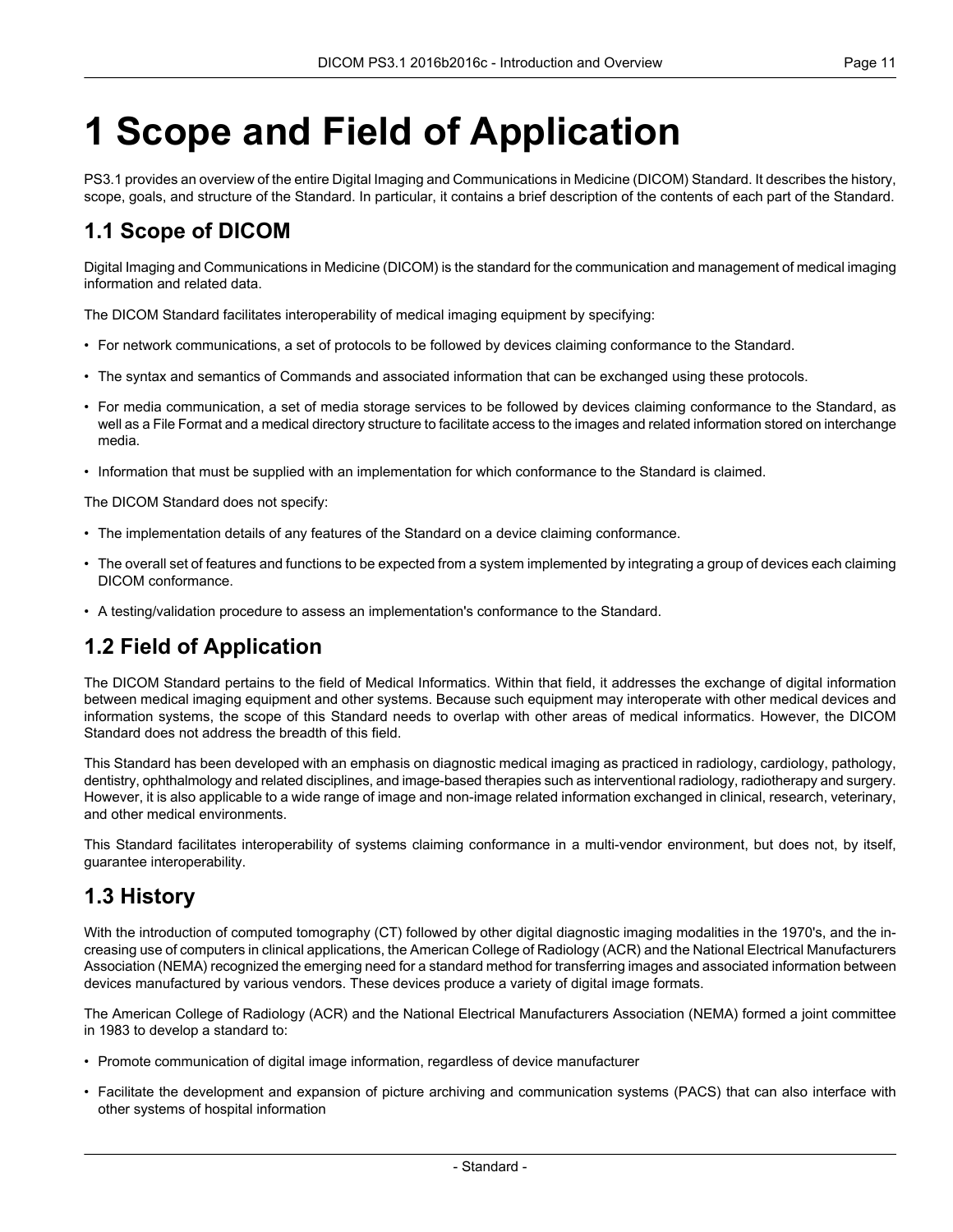# 1 Scope and Field of Application

PS3.1 provides an overview of the entire Digital Imaging and Communications in Medicine (DICOM) Standard. It describes the history, scope, goals, and structure of the Standard. In particular, it contains a brief description of the contents of each part of the Standard.

## 1.1 Scope of DICOM

Digital Imaging and Communications in Medicine (DICOM) is the standard for the communication and management of medical imaging information and related data.

The DICOM Standard facilitates interoperability of medical imaging equipment by specifying:

- For network communications, a set of protocols to be followed by devices claiming conformance to the Standard.
- The syntax and semantics of Commands and associated information that can be exchanged using these protocols.
- For media communication, a set of media storage services to be followed by devices claiming conformance to the Standard, as well as a File Format and a medical directory structure to facilitate access to the images and related information stored on interchange media.
- Information that must be supplied with an implementation for which conformance to the Standard is claimed.

The DICOM Standard does not specify:

- The implementation details of any features of the Standard on a device claiming conformance.
- The overall set of features and functions to be expected from a system implemented by integrating a group of devices each claiming DICOM conformance.
- A testing/validation procedure to assess an implementation's conformance to the Standard.

## 1.2 Field of Application

The DICOM Standard pertains to the field of Medical Informatics. Within that field, it addresses the exchange of digital information between medical imaging equipment and other systems. Because such equipment may interoperate with other medical devices and information systems, the scope of this Standard needs to overlap with other areas of medical informatics. However, the DICOM Standard does not address the breadth of this field.

This Standard has been developed with an emphasis on diagnostic medical imaging as practiced in radiology, cardiology, pathology, dentistry, ophthalmology and related disciplines, and image-based therapies such as interventional radiology, radiotherapy and surgery. However, it is also applicable to a wide range of image and non-image related information exchanged in clinical, research, veterinary, and other medical environments.

This Standard facilitates interoperability of systems claiming conformance in a multi-vendor environment, but does not, by itself, guarantee interoperability.

## 1.3 History

With the introduction of computed tomography (CT) followed by other digital diagnostic imaging modalities in the 1970's, and the increasing use of computers in clinical applications, the American College of Radiology (ACR) and the National Electrical Manufacturers Association (NEMA) recognized the emerging need for a standard method for transferring images and associated information between devices manufactured by various vendors. These devices produce a variety of digital image formats.

The American College of Radiology (ACR) and the National Electrical Manufacturers Association (NEMA) formed a joint committee in 1983 to develop a standard to:

- Promote communication of digital image information, regardless of device manufacturer
- Facilitate the development and expansion of picture archiving and communication systems (PACS) that can also interface with other systems of hospital information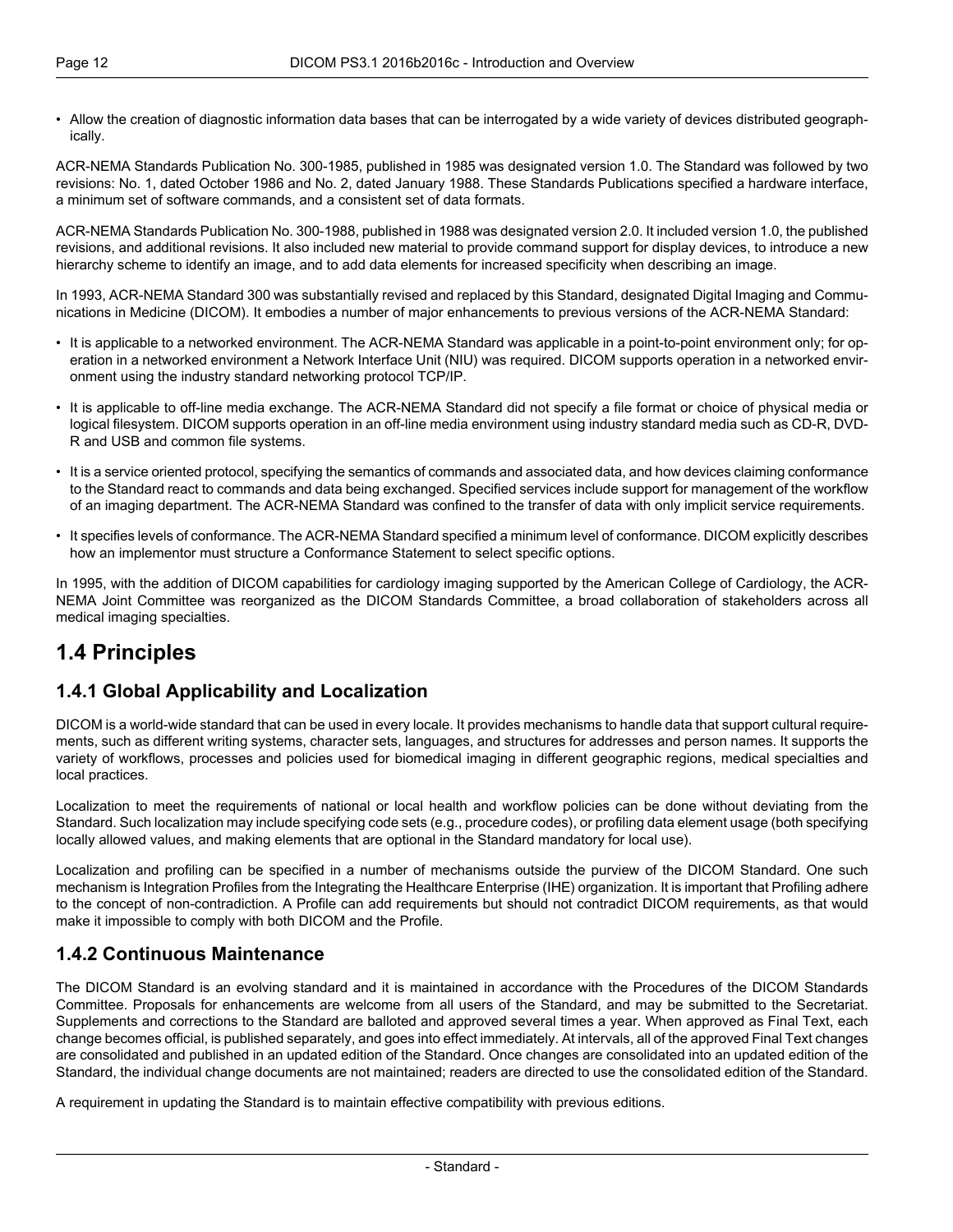- Allow the creation of diagnostic information data bases that can be interrogated by a wide variety of devices distributed geographically.

ACR-NEMA Standards Publication No. 300-1985, published in 1985 was designated version 1.0. The Standard was followed by two revisions: No. 1, dated October 1986 and No. 2, dated January 1988. These Standards Publications specified a hardware interface, a minimum set of software commands, and a consistent set of data formats.

ACR-NEMA Standards Publication No. 300-1988, published in 1988 was designated version 2.0. It included version 1.0, the published revisions, and additional revisions. It also included new material to provide command support for display devices, to introduce a new hierarchy scheme to identify an image, and to add data elements for increased specificity when describing an image.

In 1993, ACR-NEMA Standard 300 was substantially revised and replaced by this Standard, designated Digital Imaging and Communications in Medicine (DICOM). It embodies a number of major enhancements to previous versions of the ACR-NEMA Standard:

- It is applicable to a networked environment. The ACR-NEMA Standard was applicable in a point-to-point environment only; for operation in a networked environment a Network Interface Unit (NIU) was required. DICOM supports operation in a networked environment using the industry standard networking protocol TCP/IP.
- It is applicable to off-line media exchange. The ACR-NEMA Standard did not specify a file format or choice of physical media or logical filesystem. DICOM supports operation in an off-line media environment using industry standard media such as CD-R, DVD-R and USB and common file systems.
- It is a service oriented protocol, specifying the semantics of commands and associated data, and how devices claiming conformance to the Standard react to commands and data being exchanged. Specified services include support for management of the workflow of an imaging department. The ACR-NEMA Standard was confined to the transfer of data with only implicit service requirements.
- It specifies levels of conformance. The ACR-NEMA Standard specified a minimum level of conformance. DICOM explicitly describes how an implementor must structure a Conformance Statement to select specific options.

In 1995, with the addition of DICOM capabilities for cardiology imaging supported by the American College of Cardiology, the ACR-NEMA Joint Committee was reorganized as the DICOM Standards Committee, a broad collaboration of stakeholders across all medical imaging specialties.

# 1.4 Principles

## 1.4.1 Global Applicability and Localization

DICOM is a world-wide standard that can be used in every locale. It provides mechanisms to handle data that support cultural requirements, such as different writing systems, character sets, languages, and structures for addresses and person names. It supports the variety of workflows, processes and policies used for biomedical imaging in different geographic regions, medical specialties and local practices.

Localization to meet the requirements of national or local health and workflow policies can be done without deviating from the Standard. Such localization may include specifying code sets (e.g., procedure codes), or profiling data element usage (both specifying locally allowed values, and making elements that are optional in the Standard mandatory for local use).

Localization and profiling can be specified in a number of mechanisms outside the purview of the DICOM Standard. One such mechanism is Integration Profiles from the Integrating the Healthcare Enterprise (IHE) organization. It is important that Profiling adhere to the concept of non-contradiction. A Profile can add requirements but should not contradict DICOM requirements, as that would make it impossible to comply with both DICOM and the Profile.

## 1.4.2 Continuous Maintenance

The DICOM Standard is an evolving standard and it is maintained in accordance with the Procedures of the DICOM Standards Committee. Proposals for enhancements are welcome from all users of the Standard, and may be submitted to the Secretariat. Supplements and corrections to the Standard are balloted and approved several times a year. When approved as Final Text, each change becomes official, is published separately, and goes into effect immediately. At intervals, all of the approved Final Text changes are consolidated and published in an updated edition of the Standard. Once changes are consolidated into an updated edition of the Standard, the individual change documents are not maintained; readers are directed to use the consolidated edition of the Standard.

A requirement in updating the Standard is to maintain effective compatibility with previous editions.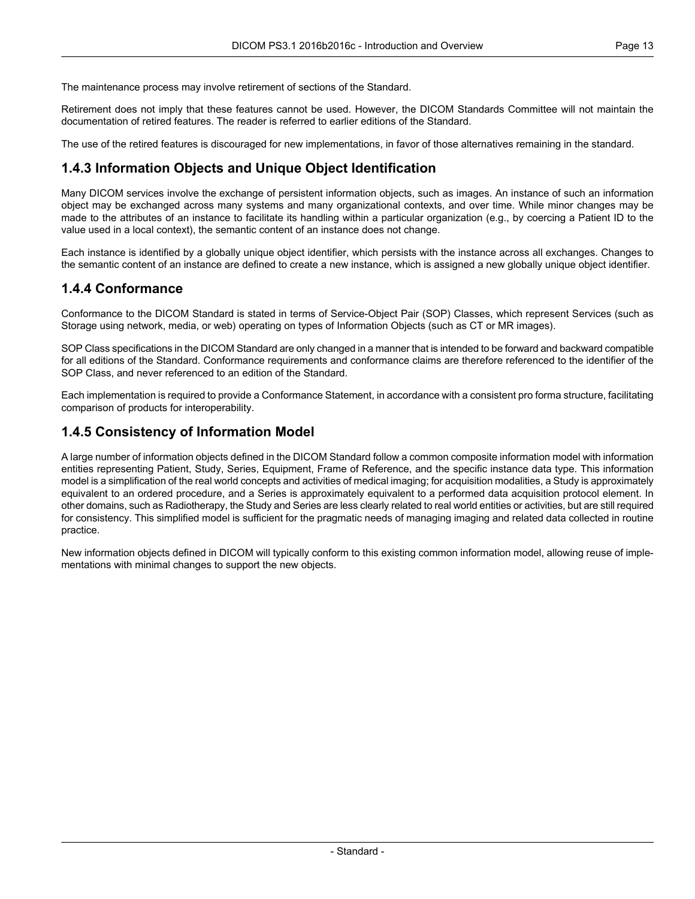The maintenance process may involve retirement of sections of the Standard.

Retirement does not imply that these features cannot be used. However, the DICOM Standards Committee will not maintain the documentation of retired features. The reader is referred to earlier editions of the Standard.

The use of the retired features is discouraged for new implementations, in favor of those alternatives remaining in the standard.

### 1.4.3 Information Objects and Unique Object Identification

Many DICOM services involve the exchange of persistent information objects, such as images. An instance of such an information object may be exchanged across many systems and many organizational contexts, and over time. While minor changes may be made to the attributes of an instance to facilitate its handling within a particular organization (e.g., by coercing a Patient ID to the value used in a local context), the semantic content of an instance does not change.

Each instance is identified by a globally unique object identifier, which persists with the instance across all exchanges. Changes to the semantic content of an instance are defined to create a new instance, which is assigned a new globally unique object identifier.

### 1.4.4 Conformance

Conformance to the DICOM Standard is stated in terms of Service-Object Pair (SOP) Classes, which represent Services (such as Storage using network, media, or web) operating on types of Information Objects (such as CT or MR images).

SOP Class specifications in the DICOM Standard are only changed in a manner that is intended to be forward and backward compatible for all editions of the Standard. Conformance requirements and conformance claims are therefore referenced to the identifier of the SOP Class, and never referenced to an edition of the Standard.

Each implementation is required to provide a Conformance Statement, in accordance with a consistent pro forma structure, facilitating comparison of products for interoperability.

### 1.4.5 Consistency of Information Model

A large number of information objects defined in the DICOM Standard follow a common composite information model with information entities representing Patient, Study, Series, Equipment, Frame of Reference, and the specific instance data type. This information model is a simplification of the real world concepts and activities of medical imaging; for acquisition modalities, a Study is approximately equivalent to an ordered procedure, and a Series is approximately equivalent to a performed data acquisition protocol element. In other domains, such as Radiotherapy, the Study and Series are less clearly related to real world entities or activities, but are still required for consistency. This simplified model is sufficient for the pragmatic needs of managing imaging and related data collected in routine practice.

New information objects defined in DICOM will typically conform to this existing common information model, allowing reuse of implementations with minimal changes to support the new objects.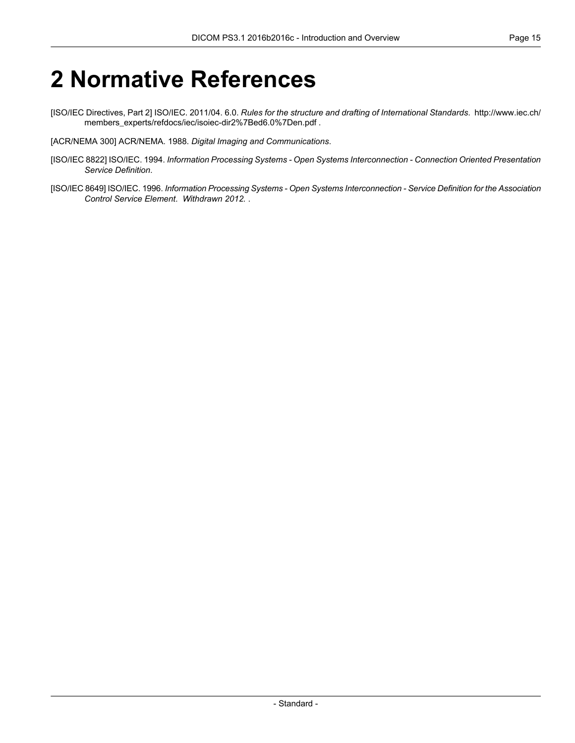# 2 Normative References

[ISO/IEC Directives, Part 2] ISO/IEC. 2011/04. 6.0. *Rules for the structure and drafting of International Standards*. http://www.iec.ch/members_experts/refdocs/iec/isoiec-dir2%7Bed6.0%7Den.pdf .

[ACR/NEMA 300] ACR/NEMA. 1988. *Digital Imaging and Communications*.

[ISO/IEC 8822] ISO/IEC. 1994. *Information Processing Systems - Open Systems Interconnection - Connection Oriented Presentation Service Definition*.

[ISO/IEC 8649] ISO/IEC. 1996. *Information Processing Systems - Open Systems Interconnection - Service Definition for the Association Control Service Element*. *Withdrawn 2012.* .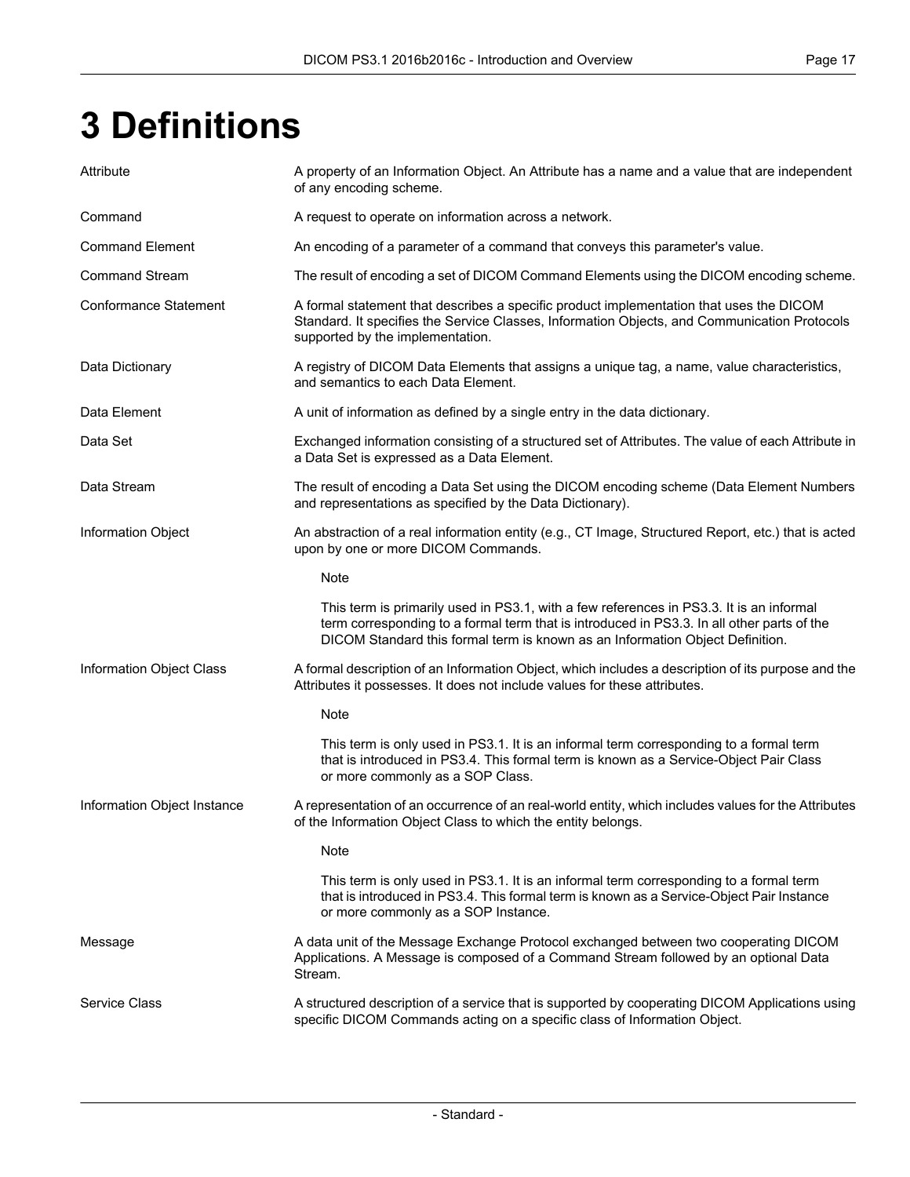# 3 Definitions

**Attribute**
A property of an Information Object. An Attribute has a name and a value that are independent of any encoding scheme.

**Command**
A request to operate on information across a network.

**Command Element**
An encoding of a parameter of a command that conveys this parameter's value.

**Command Stream**
The result of encoding a set of DICOM Command Elements using the DICOM encoding scheme.

**Conformance Statement**
A formal statement that describes a specific product implementation that uses the DICOM Standard. It specifies the Service Classes, Information Objects, and Communication Protocols supported by the implementation.

**Data Dictionary**
A registry of DICOM Data Elements that assigns a unique tag, a name, value characteristics, and semantics to each Data Element.

**Data Element**
A unit of information as defined by a single entry in the data dictionary.

**Data Set**
Exchanged information consisting of a structured set of Attributes. The value of each Attribute in a Data Set is expressed as a Data Element.

**Data Stream**
The result of encoding a Data Set using the DICOM encoding scheme (Data Element Numbers and representations as specified by the Data Dictionary).

**Information Object**
An abstraction of a real information entity (e.g., CT Image, Structured Report, etc.) that is acted upon by one or more DICOM Commands.

> Note
>
> This term is primarily used in PS3.1, with a few references in PS3.3. It is an informal term corresponding to a formal term that is introduced in PS3.3. In all other parts of the DICOM Standard this formal term is known as an Information Object Definition.

**Information Object Class**
A formal description of an Information Object, which includes a description of its purpose and the Attributes it possesses. It does not include values for these attributes.

> Note
>
> This term is only used in PS3.1. It is an informal term corresponding to a formal term that is introduced in PS3.4. This formal term is known as a Service-Object Pair Class or more commonly as a SOP Class.

**Information Object Instance**
A representation of an occurrence of an real-world entity, which includes values for the Attributes of the Information Object Class to which the entity belongs.

> Note
>
> This term is only used in PS3.1. It is an informal term corresponding to a formal term that is introduced in PS3.4. This formal term is known as a Service-Object Pair Instance or more commonly as a SOP Instance.

**Message**
A data unit of the Message Exchange Protocol exchanged between two cooperating DICOM Applications. A Message is composed of a Command Stream followed by an optional Data Stream.

**Service Class**
A structured description of a service that is supported by cooperating DICOM Applications using specific DICOM Commands acting on a specific class of Information Object.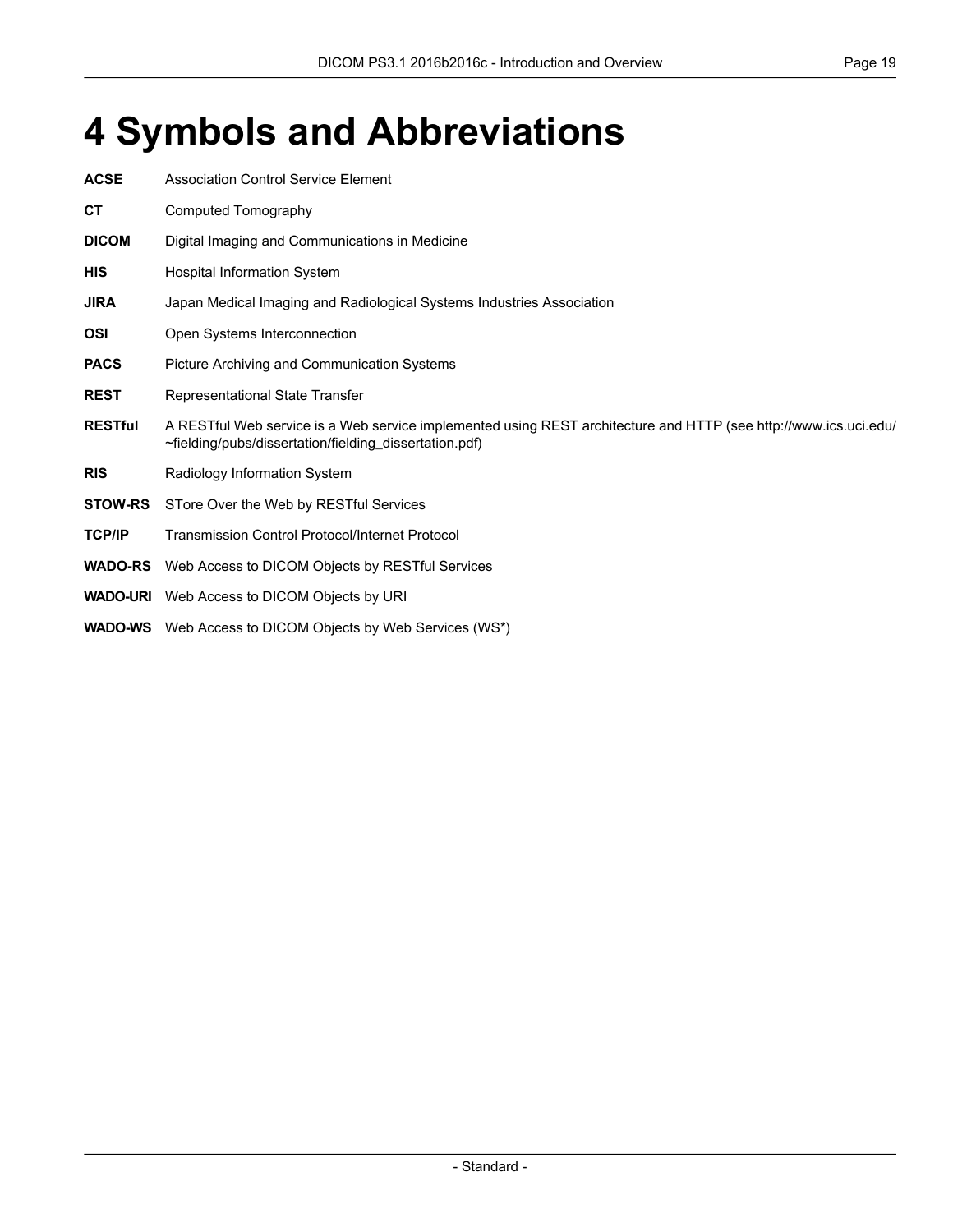# 4 Symbols and Abbreviations

**ACSE** Association Control Service Element

**CT** Computed Tomography

**DICOM** Digital Imaging and Communications in Medicine

**HIS** Hospital Information System

**JIRA** Japan Medical Imaging and Radiological Systems Industries Association

**OSI** Open Systems Interconnection

**PACS** Picture Archiving and Communication Systems

**REST** Representational State Transfer

**RESTful** A RESTful Web service is a Web service implemented using REST architecture and HTTP (see http://www.ics.uci.edu/~fielding/pubs/dissertation/fielding_dissertation.pdf)

**RIS** Radiology Information System

**STOW-RS** STore Over the Web by RESTful Services

**TCP/IP** Transmission Control Protocol/Internet Protocol

**WADO-RS** Web Access to DICOM Objects by RESTful Services

**WADO-URI** Web Access to DICOM Objects by URI

**WADO-WS** Web Access to DICOM Objects by Web Services (WS*)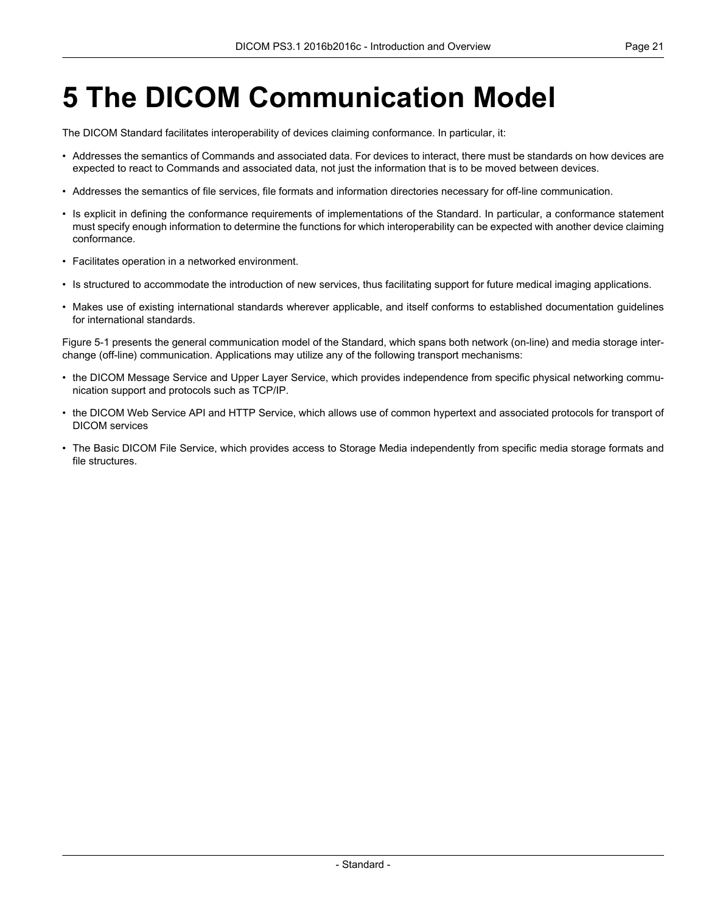# 5 The DICOM Communication Model

The DICOM Standard facilitates interoperability of devices claiming conformance. In particular, it:

- Addresses the semantics of Commands and associated data. For devices to interact, there must be standards on how devices are expected to react to Commands and associated data, not just the information that is to be moved between devices.
- Addresses the semantics of file services, file formats and information directories necessary for off-line communication.
- Is explicit in defining the conformance requirements of implementations of the Standard. In particular, a conformance statement must specify enough information to determine the functions for which interoperability can be expected with another device claiming conformance.
- Facilitates operation in a networked environment.
- Is structured to accommodate the introduction of new services, thus facilitating support for future medical imaging applications.
- Makes use of existing international standards wherever applicable, and itself conforms to established documentation guidelines for international standards.

Figure 5-1 presents the general communication model of the Standard, which spans both network (on-line) and media storage interchange (off-line) communication. Applications may utilize any of the following transport mechanisms:

- the DICOM Message Service and Upper Layer Service, which provides independence from specific physical networking communication support and protocols such as TCP/IP.
- the DICOM Web Service API and HTTP Service, which allows use of common hypertext and associated protocols for transport of DICOM services
- The Basic DICOM File Service, which provides access to Storage Media independently from specific media storage formats and file structures.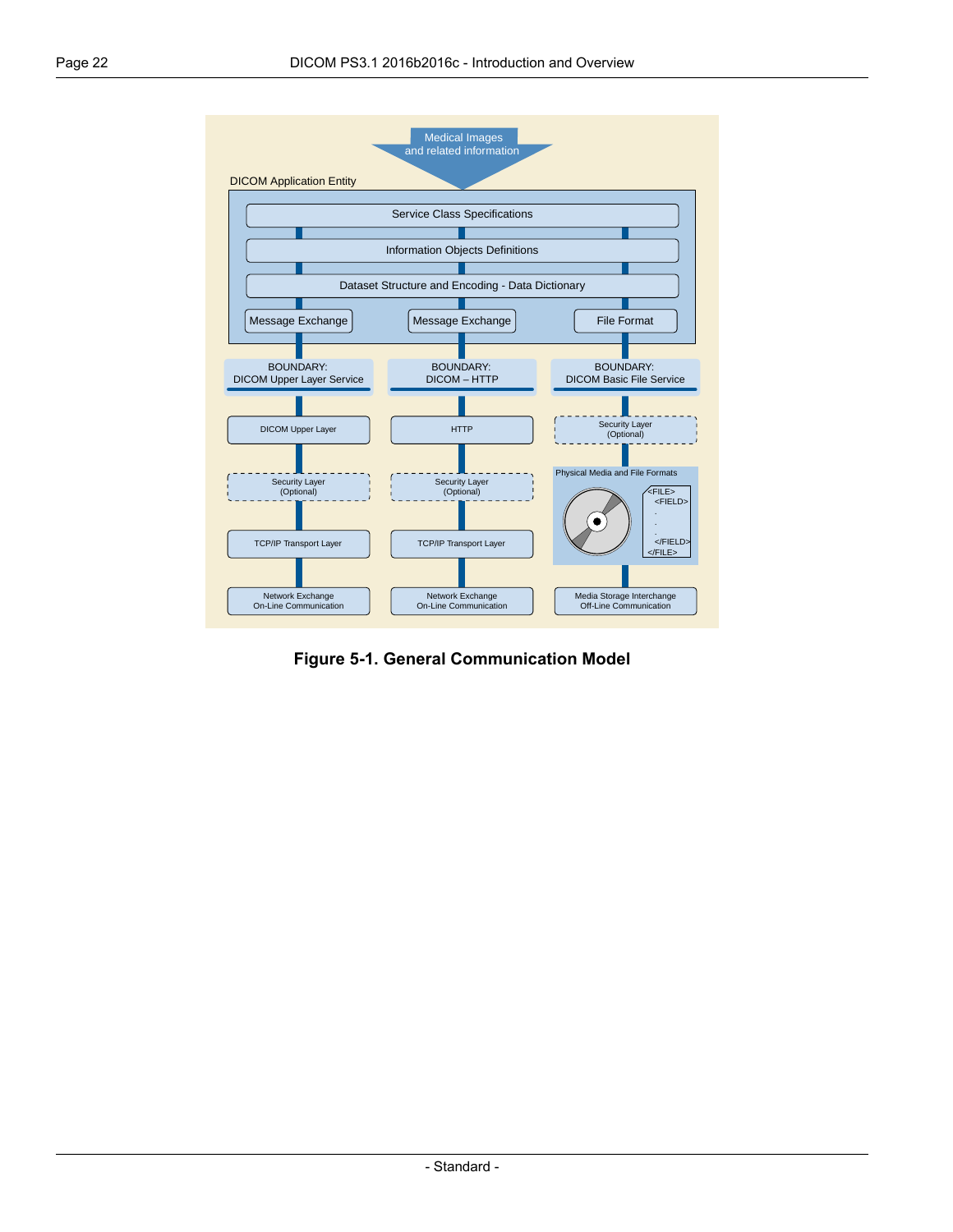**Figure 5-1. General Communication Model**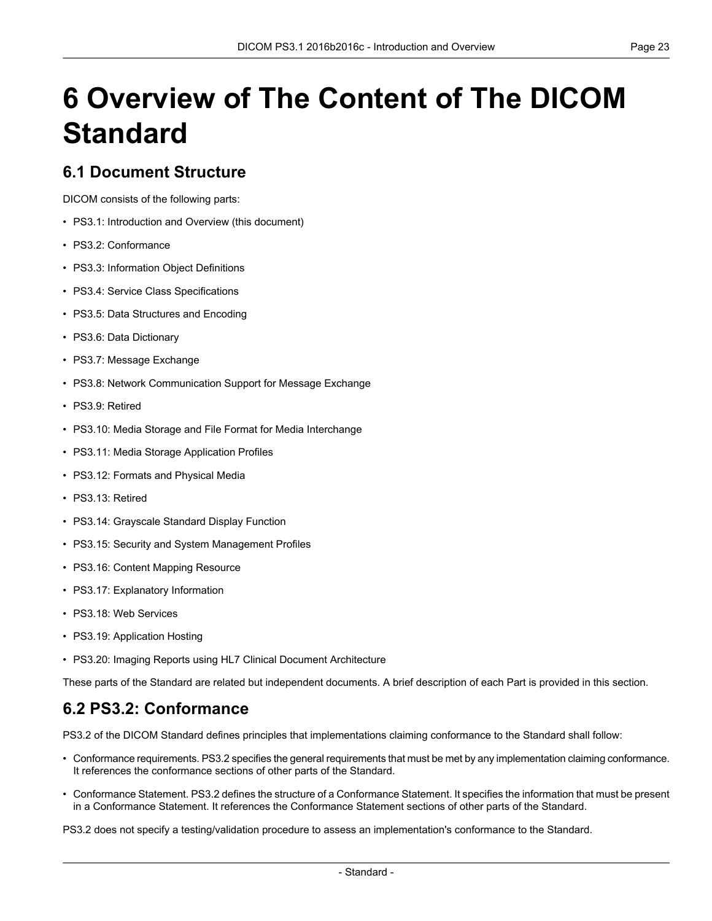# 6 Overview of The Content of The DICOM Standard

## 6.1 Document Structure

DICOM consists of the following parts:

- PS3.1: Introduction and Overview (this document)
- PS3.2: Conformance
- PS3.3: Information Object Definitions
- PS3.4: Service Class Specifications
- PS3.5: Data Structures and Encoding
- PS3.6: Data Dictionary
- PS3.7: Message Exchange
- PS3.8: Network Communication Support for Message Exchange
- PS3.9: Retired
- PS3.10: Media Storage and File Format for Media Interchange
- PS3.11: Media Storage Application Profiles
- PS3.12: Formats and Physical Media
- PS3.13: Retired
- PS3.14: Grayscale Standard Display Function
- PS3.15: Security and System Management Profiles
- PS3.16: Content Mapping Resource
- PS3.17: Explanatory Information
- PS3.18: Web Services
- PS3.19: Application Hosting
- PS3.20: Imaging Reports using HL7 Clinical Document Architecture

These parts of the Standard are related but independent documents. A brief description of each Part is provided in this section.

## 6.2 PS3.2: Conformance

PS3.2 of the DICOM Standard defines principles that implementations claiming conformance to the Standard shall follow:

- Conformance requirements. PS3.2 specifies the general requirements that must be met by any implementation claiming conformance. It references the conformance sections of other parts of the Standard.
- Conformance Statement. PS3.2 defines the structure of a Conformance Statement. It specifies the information that must be present in a Conformance Statement. It references the Conformance Statement sections of other parts of the Standard.

PS3.2 does not specify a testing/validation procedure to assess an implementation's conformance to the Standard.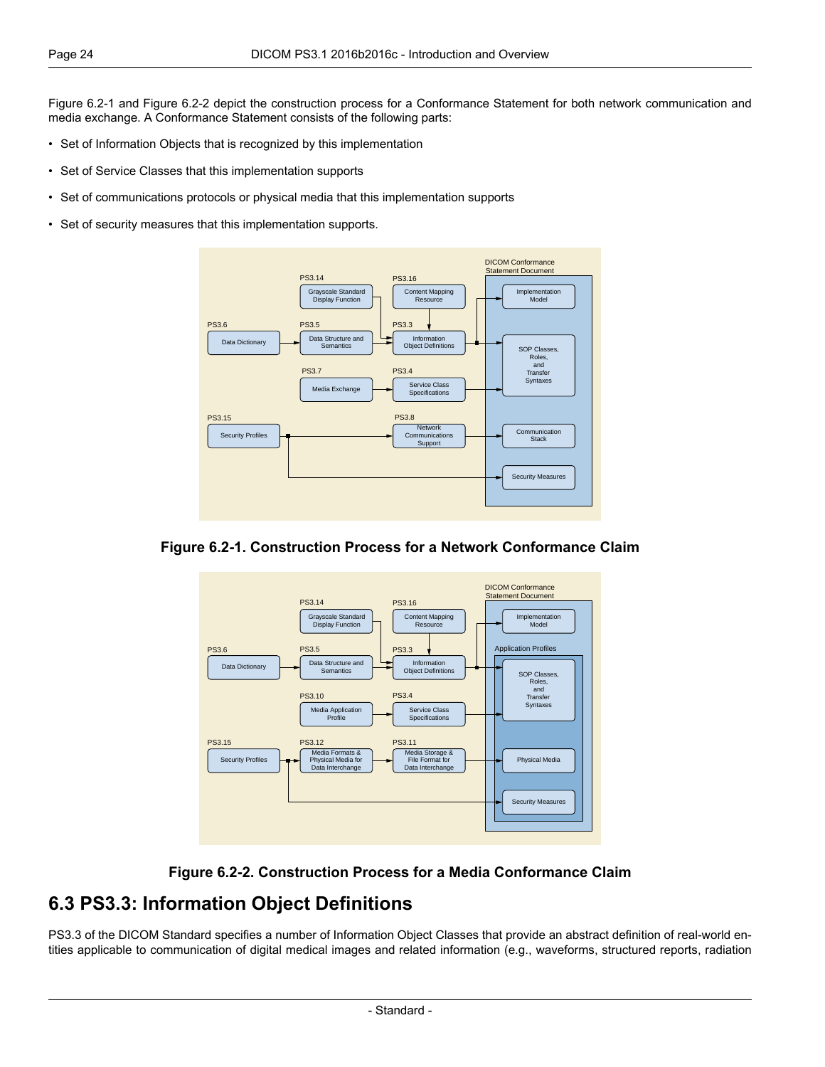Figure 6.2-1 and Figure 6.2-2 depict the construction process for a Conformance Statement for both network communication and media exchange. A Conformance Statement consists of the following parts:

- Set of Information Objects that is recognized by this implementation
- Set of Service Classes that this implementation supports
- Set of communications protocols or physical media that this implementation supports
- Set of security measures that this implementation supports.

**Figure 6.2-1. Construction Process for a Network Conformance Claim**

**Figure 6.2-2. Construction Process for a Media Conformance Claim**

## 6.3 PS3.3: Information Object Definitions

PS3.3 of the DICOM Standard specifies a number of Information Object Classes that provide an abstract definition of real-world entities applicable to communication of digital medical images and related information (e.g., waveforms, structured reports, radiation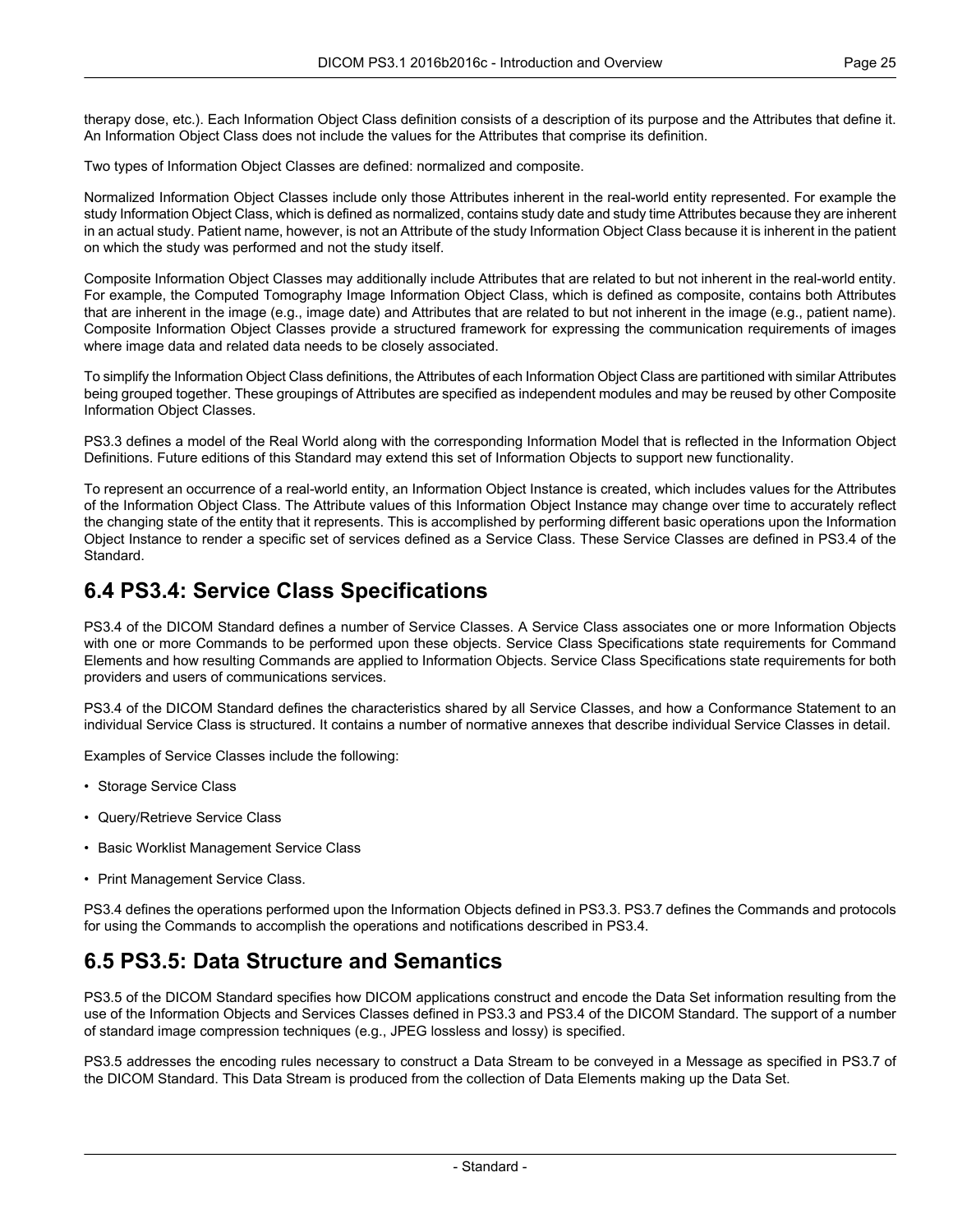therapy dose, etc.). Each Information Object Class definition consists of a description of its purpose and the Attributes that define it. An Information Object Class does not include the values for the Attributes that comprise its definition.

Two types of Information Object Classes are defined: normalized and composite.

Normalized Information Object Classes include only those Attributes inherent in the real-world entity represented. For example the study Information Object Class, which is defined as normalized, contains study date and study time Attributes because they are inherent in an actual study. Patient name, however, is not an Attribute of the study Information Object Class because it is inherent in the patient on which the study was performed and not the study itself.

Composite Information Object Classes may additionally include Attributes that are related to but not inherent in the real-world entity. For example, the Computed Tomography Image Information Object Class, which is defined as composite, contains both Attributes that are inherent in the image (e.g., image date) and Attributes that are related to but not inherent in the image (e.g., patient name). Composite Information Object Classes provide a structured framework for expressing the communication requirements of images where image data and related data needs to be closely associated.

To simplify the Information Object Class definitions, the Attributes of each Information Object Class are partitioned with similar Attributes being grouped together. These groupings of Attributes are specified as independent modules and may be reused by other Composite Information Object Classes.

PS3.3 defines a model of the Real World along with the corresponding Information Model that is reflected in the Information Object Definitions. Future editions of this Standard may extend this set of Information Objects to support new functionality.

To represent an occurrence of a real-world entity, an Information Object Instance is created, which includes values for the Attributes of the Information Object Class. The Attribute values of this Information Object Instance may change over time to accurately reflect the changing state of the entity that it represents. This is accomplished by performing different basic operations upon the Information Object Instance to render a specific set of services defined as a Service Class. These Service Classes are defined in PS3.4 of the Standard.

## 6.4 PS3.4: Service Class Specifications

PS3.4 of the DICOM Standard defines a number of Service Classes. A Service Class associates one or more Information Objects with one or more Commands to be performed upon these objects. Service Class Specifications state requirements for Command Elements and how resulting Commands are applied to Information Objects. Service Class Specifications state requirements for both providers and users of communications services.

PS3.4 of the DICOM Standard defines the characteristics shared by all Service Classes, and how a Conformance Statement to an individual Service Class is structured. It contains a number of normative annexes that describe individual Service Classes in detail.

Examples of Service Classes include the following:

- Storage Service Class
- Query/Retrieve Service Class
- Basic Worklist Management Service Class
- Print Management Service Class.

PS3.4 defines the operations performed upon the Information Objects defined in PS3.3. PS3.7 defines the Commands and protocols for using the Commands to accomplish the operations and notifications described in PS3.4.

## 6.5 PS3.5: Data Structure and Semantics

PS3.5 of the DICOM Standard specifies how DICOM applications construct and encode the Data Set information resulting from the use of the Information Objects and Services Classes defined in PS3.3 and PS3.4 of the DICOM Standard. The support of a number of standard image compression techniques (e.g., JPEG lossless and lossy) is specified.

PS3.5 addresses the encoding rules necessary to construct a Data Stream to be conveyed in a Message as specified in PS3.7 of the DICOM Standard. This Data Stream is produced from the collection of Data Elements making up the Data Set.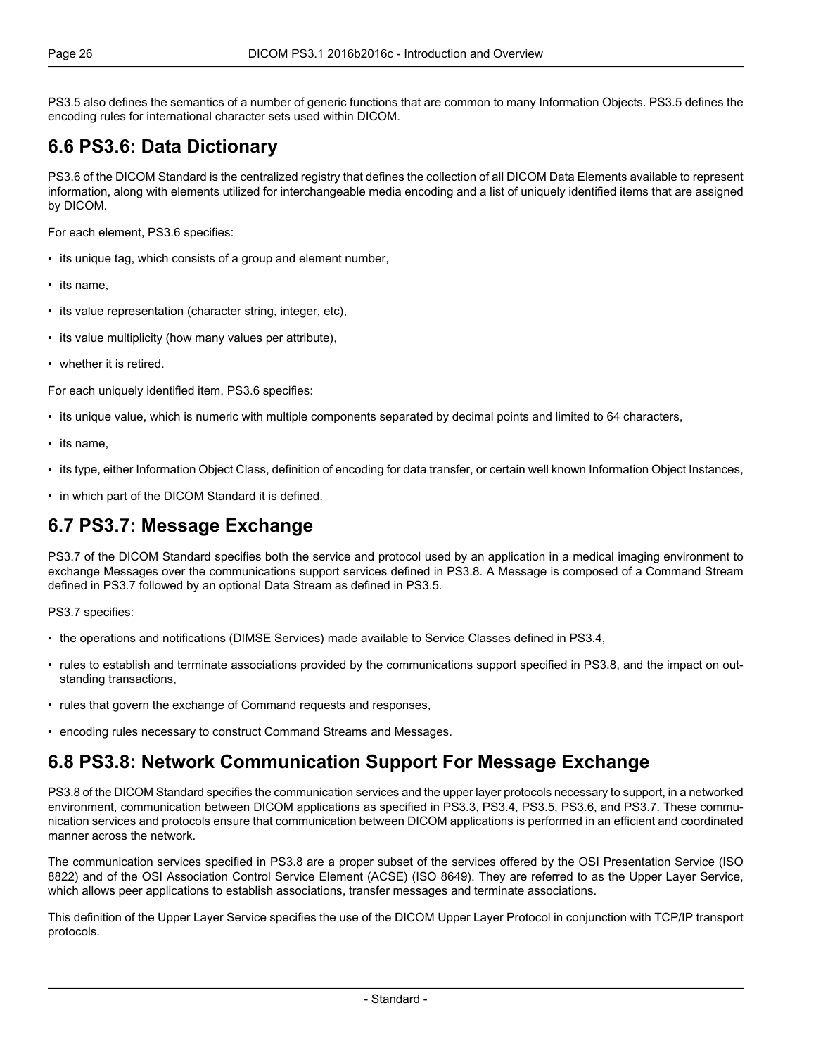PS3.5 also defines the semantics of a number of generic functions that are common to many Information Objects. PS3.5 defines the encoding rules for international character sets used within DICOM.

## 6.6 PS3.6: Data Dictionary

PS3.6 of the DICOM Standard is the centralized registry that defines the collection of all DICOM Data Elements available to represent information, along with elements utilized for interchangeable media encoding and a list of uniquely identified items that are assigned by DICOM.

For each element, PS3.6 specifies:

- its unique tag, which consists of a group and element number,
- its name,
- its value representation (character string, integer, etc),
- its value multiplicity (how many values per attribute),
- whether it is retired.

For each uniquely identified item, PS3.6 specifies:

- its unique value, which is numeric with multiple components separated by decimal points and limited to 64 characters,
- its name,
- its type, either Information Object Class, definition of encoding for data transfer, or certain well known Information Object Instances,
- in which part of the DICOM Standard it is defined.

## 6.7 PS3.7: Message Exchange

PS3.7 of the DICOM Standard specifies both the service and protocol used by an application in a medical imaging environment to exchange Messages over the communications support services defined in PS3.8. A Message is composed of a Command Stream defined in PS3.7 followed by an optional Data Stream as defined in PS3.5.

PS3.7 specifies:

- the operations and notifications (DIMSE Services) made available to Service Classes defined in PS3.4,
- rules to establish and terminate associations provided by the communications support specified in PS3.8, and the impact on outstanding transactions,
- rules that govern the exchange of Command requests and responses,
- encoding rules necessary to construct Command Streams and Messages.

## 6.8 PS3.8: Network Communication Support For Message Exchange

PS3.8 of the DICOM Standard specifies the communication services and the upper layer protocols necessary to support, in a networked environment, communication between DICOM applications as specified in PS3.3, PS3.4, PS3.5, PS3.6, and PS3.7. These communication services and protocols ensure that communication between DICOM applications is performed in an efficient and coordinated manner across the network.

The communication services specified in PS3.8 are a proper subset of the services offered by the OSI Presentation Service (ISO 8822) and of the OSI Association Control Service Element (ACSE) (ISO 8649). They are referred to as the Upper Layer Service, which allows peer applications to establish associations, transfer messages and terminate associations.

This definition of the Upper Layer Service specifies the use of the DICOM Upper Layer Protocol in conjunction with TCP/IP transport protocols.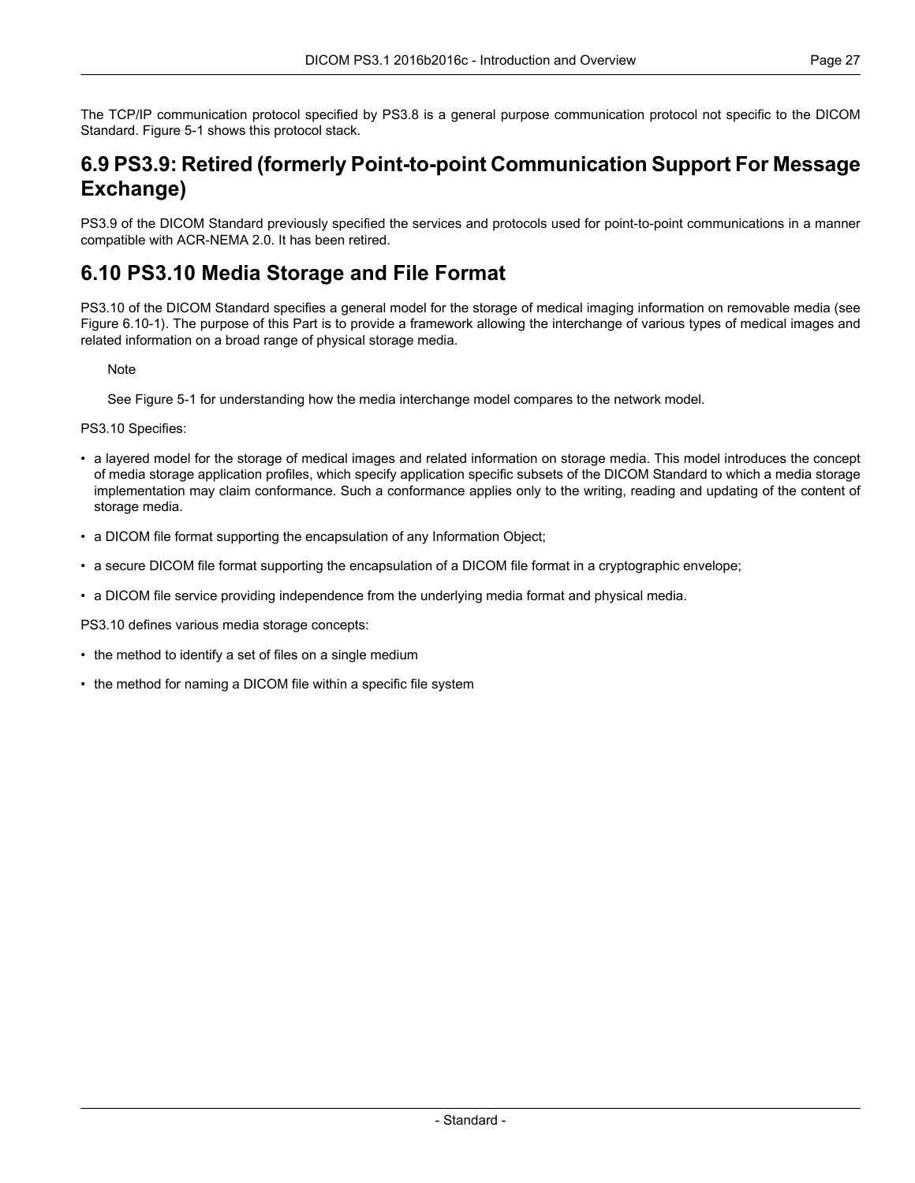The TCP/IP communication protocol specified by PS3.8 is a general purpose communication protocol not specific to the DICOM Standard. Figure 5-1 shows this protocol stack.

## 6.9 PS3.9: Retired (formerly Point-to-point Communication Support For Message Exchange)

PS3.9 of the DICOM Standard previously specified the services and protocols used for point-to-point communications in a manner compatible with ACR-NEMA 2.0. It has been retired.

## 6.10 PS3.10 Media Storage and File Format

PS3.10 of the DICOM Standard specifies a general model for the storage of medical imaging information on removable media (see Figure 6.10-1). The purpose of this Part is to provide a framework allowing the interchange of various types of medical images and related information on a broad range of physical storage media.

> Note
>
> See Figure 5-1 for understanding how the media interchange model compares to the network model.

PS3.10 Specifies:

- a layered model for the storage of medical images and related information on storage media. This model introduces the concept of media storage application profiles, which specify application specific subsets of the DICOM Standard to which a media storage implementation may claim conformance. Such a conformance applies only to the writing, reading and updating of the content of storage media.
- a DICOM file format supporting the encapsulation of any Information Object;
- a secure DICOM file format supporting the encapsulation of a DICOM file format in a cryptographic envelope;
- a DICOM file service providing independence from the underlying media format and physical media.

PS3.10 defines various media storage concepts:

- the method to identify a set of files on a single medium
- the method for naming a DICOM file within a specific file system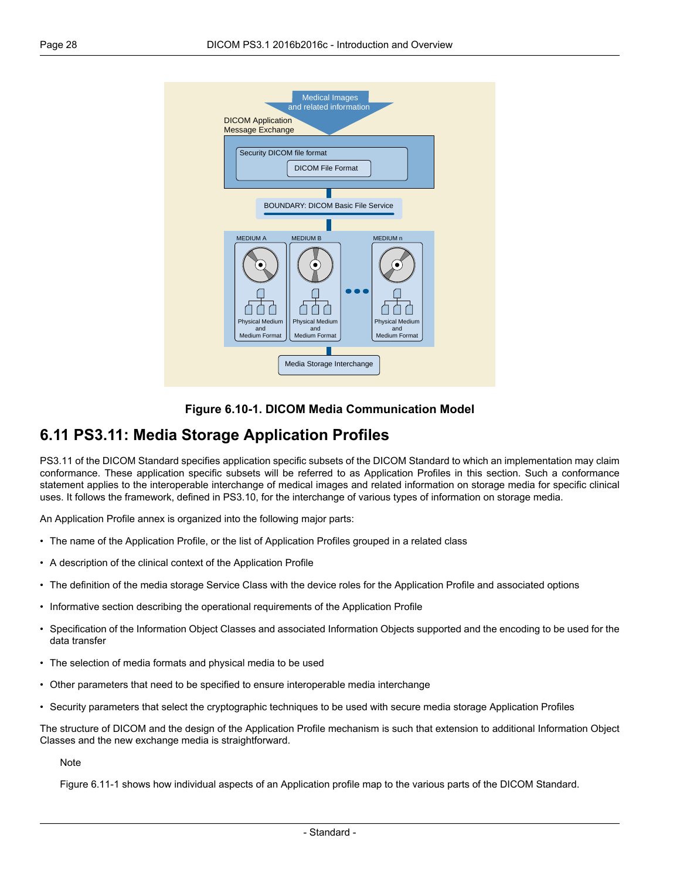Figure 6.10-1. DICOM Media Communication Model

## 6.11 PS3.11: Media Storage Application Profiles

PS3.11 of the DICOM Standard specifies application specific subsets of the DICOM Standard to which an implementation may claim conformance. These application specific subsets will be referred to as Application Profiles in this section. Such a conformance statement applies to the interoperable interchange of medical images and related information on storage media for specific clinical uses. It follows the framework, defined in PS3.10, for the interchange of various types of information on storage media.

An Application Profile annex is organized into the following major parts:

- The name of the Application Profile, or the list of Application Profiles grouped in a related class
- A description of the clinical context of the Application Profile
- The definition of the media storage Service Class with the device roles for the Application Profile and associated options
- Informative section describing the operational requirements of the Application Profile
- Specification of the Information Object Classes and associated Information Objects supported and the encoding to be used for the data transfer
- The selection of media formats and physical media to be used
- Other parameters that need to be specified to ensure interoperable media interchange
- Security parameters that select the cryptographic techniques to be used with secure media storage Application Profiles

The structure of DICOM and the design of the Application Profile mechanism is such that extension to additional Information Object Classes and the new exchange media is straightforward.

Note

Figure 6.11-1 shows how individual aspects of an Application profile map to the various parts of the DICOM Standard.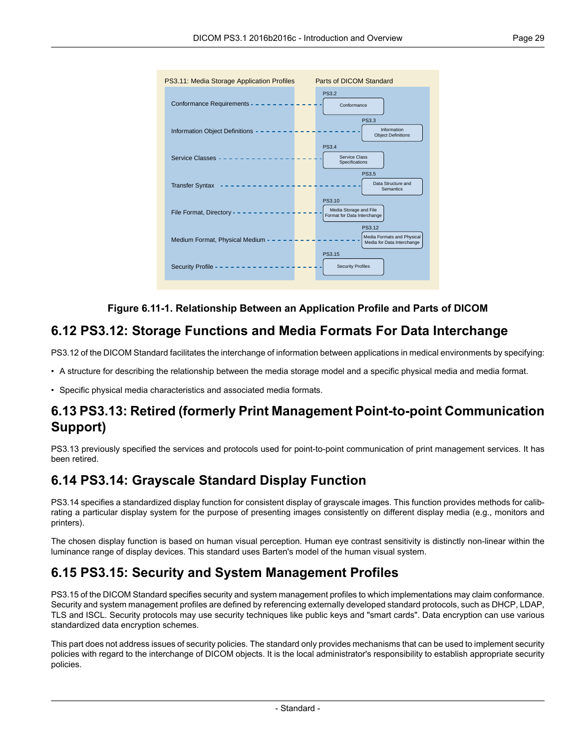Figure 6.11-1. Relationship Between an Application Profile and Parts of DICOM

## 6.12 PS3.12: Storage Functions and Media Formats For Data Interchange

PS3.12 of the DICOM Standard facilitates the interchange of information between applications in medical environments by specifying:

- A structure for describing the relationship between the media storage model and a specific physical media and media format.
- Specific physical media characteristics and associated media formats.

## 6.13 PS3.13: Retired (formerly Print Management Point-to-point Communication Support)

PS3.13 previously specified the services and protocols used for point-to-point communication of print management services. It has been retired.

## 6.14 PS3.14: Grayscale Standard Display Function

PS3.14 specifies a standardized display function for consistent display of grayscale images. This function provides methods for calibrating a particular display system for the purpose of presenting images consistently on different display media (e.g., monitors and printers).

The chosen display function is based on human visual perception. Human eye contrast sensitivity is distinctly non-linear within the luminance range of display devices. This standard uses Barten's model of the human visual system.

## 6.15 PS3.15: Security and System Management Profiles

PS3.15 of the DICOM Standard specifies security and system management profiles to which implementations may claim conformance. Security and system management profiles are defined by referencing externally developed standard protocols, such as DHCP, LDAP, TLS and ISCL. Security protocols may use security techniques like public keys and "smart cards". Data encryption can use various standardized data encryption schemes.

This part does not address issues of security policies. The standard only provides mechanisms that can be used to implement security policies with regard to the interchange of DICOM objects. It is the local administrator's responsibility to establish appropriate security policies.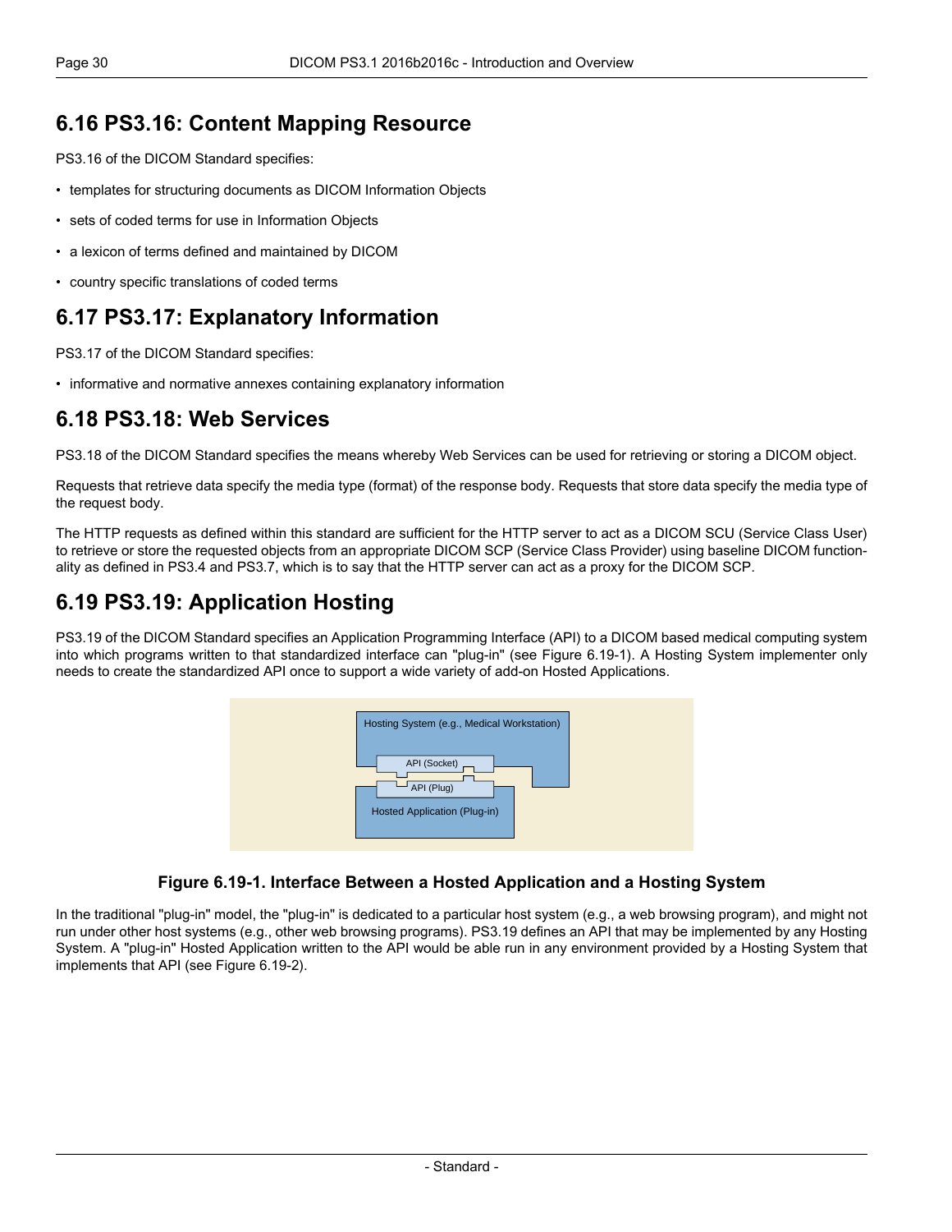## 6.16 PS3.16: Content Mapping Resource

PS3.16 of the DICOM Standard specifies:

- templates for structuring documents as DICOM Information Objects
- sets of coded terms for use in Information Objects
- a lexicon of terms defined and maintained by DICOM
- country specific translations of coded terms

## 6.17 PS3.17: Explanatory Information

PS3.17 of the DICOM Standard specifies:

- informative and normative annexes containing explanatory information

## 6.18 PS3.18: Web Services

PS3.18 of the DICOM Standard specifies the means whereby Web Services can be used for retrieving or storing a DICOM object.

Requests that retrieve data specify the media type (format) of the response body. Requests that store data specify the media type of the request body.

The HTTP requests as defined within this standard are sufficient for the HTTP server to act as a DICOM SCU (Service Class User) to retrieve or store the requested objects from an appropriate DICOM SCP (Service Class Provider) using baseline DICOM functionality as defined in PS3.4 and PS3.7, which is to say that the HTTP server can act as a proxy for the DICOM SCP.

## 6.19 PS3.19: Application Hosting

PS3.19 of the DICOM Standard specifies an Application Programming Interface (API) to a DICOM based medical computing system into which programs written to that standardized interface can "plug-in" (see Figure 6.19-1). A Hosting System implementer only needs to create the standardized API once to support a wide variety of add-on Hosted Applications.

**Figure 6.19-1. Interface Between a Hosted Application and a Hosting System**

In the traditional "plug-in" model, the "plug-in" is dedicated to a particular host system (e.g., a web browsing program), and might not run under other host systems (e.g., other web browsing programs). PS3.19 defines an API that may be implemented by any Hosting System. A "plug-in" Hosted Application written to the API would be able run in any environment provided by a Hosting System that implements that API (see Figure 6.19-2).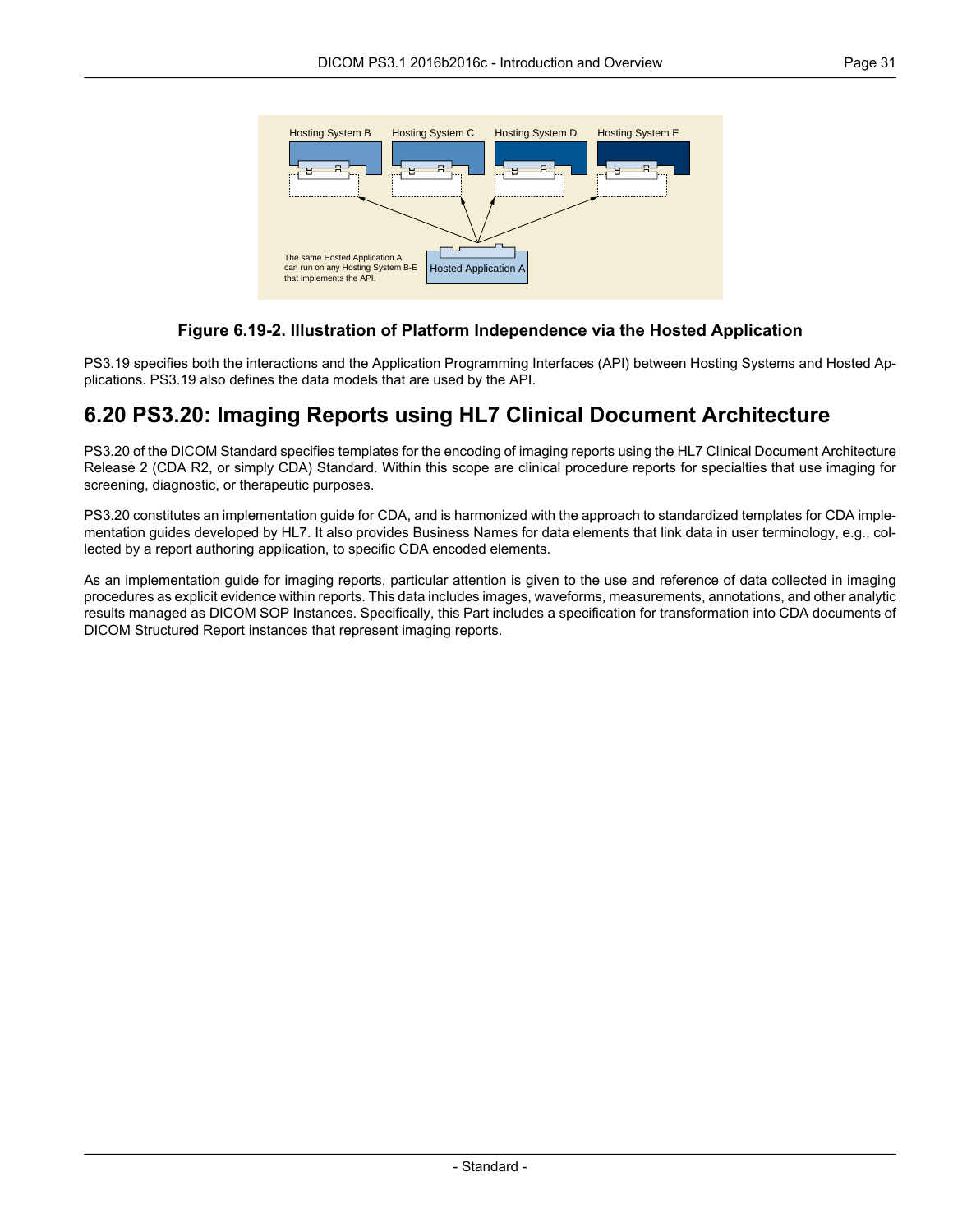**Figure 6.19-2. Illustration of Platform Independence via the Hosted Application**

PS3.19 specifies both the interactions and the Application Programming Interfaces (API) between Hosting Systems and Hosted Applications. PS3.19 also defines the data models that are used by the API.

## 6.20 PS3.20: Imaging Reports using HL7 Clinical Document Architecture

PS3.20 of the DICOM Standard specifies templates for the encoding of imaging reports using the HL7 Clinical Document Architecture Release 2 (CDA R2, or simply CDA) Standard. Within this scope are clinical procedure reports for specialties that use imaging for screening, diagnostic, or therapeutic purposes.

PS3.20 constitutes an implementation guide for CDA, and is harmonized with the approach to standardized templates for CDA implementation guides developed by HL7. It also provides Business Names for data elements that link data in user terminology, e.g., collected by a report authoring application, to specific CDA encoded elements.

As an implementation guide for imaging reports, particular attention is given to the use and reference of data collected in imaging procedures as explicit evidence within reports. This data includes images, waveforms, measurements, annotations, and other analytic results managed as DICOM SOP Instances. Specifically, this Part includes a specification for transformation into CDA documents of DICOM Structured Report instances that represent imaging reports.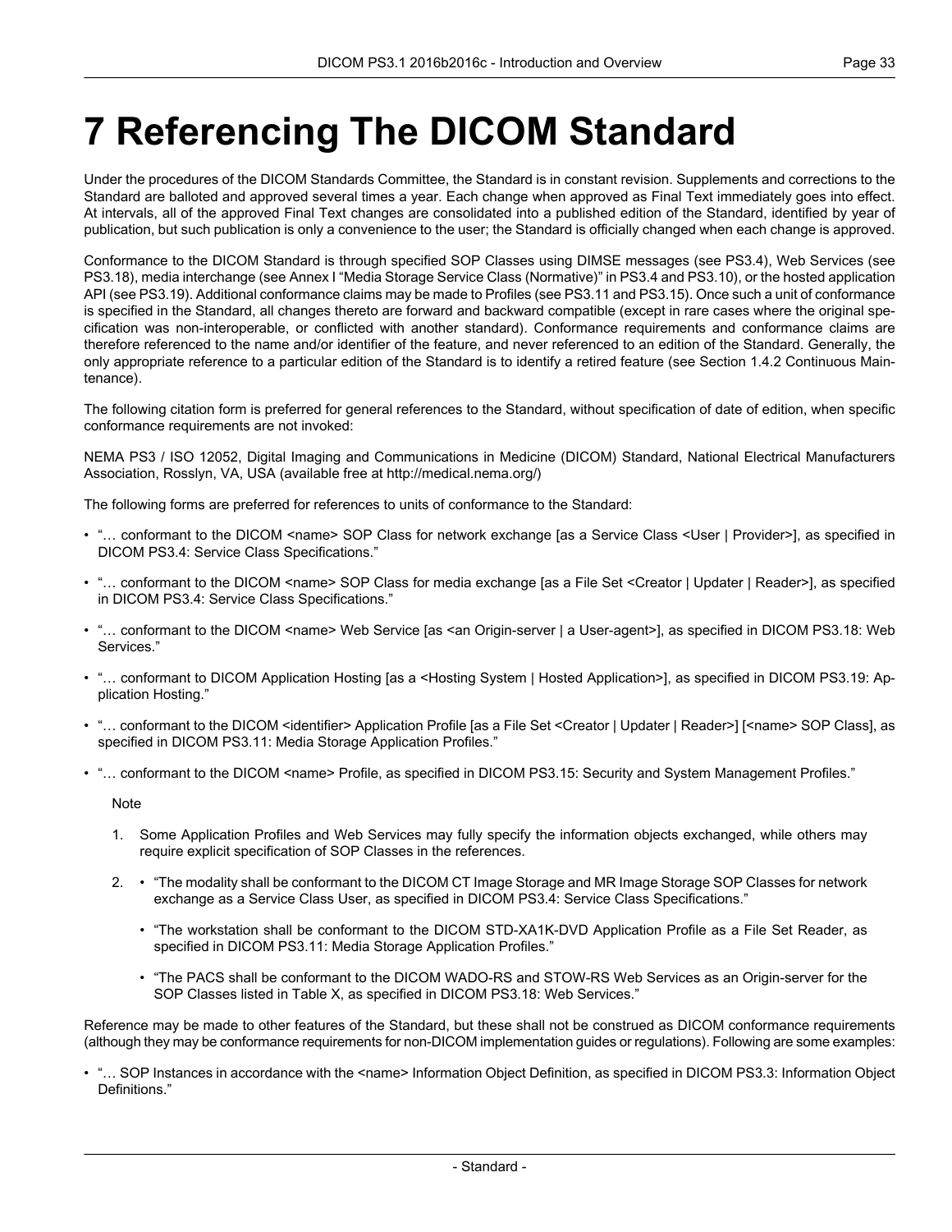# 7 Referencing The DICOM Standard

Under the procedures of the DICOM Standards Committee, the Standard is in constant revision. Supplements and corrections to the Standard are balloted and approved several times a year. Each change when approved as Final Text immediately goes into effect. At intervals, all of the approved Final Text changes are consolidated into a published edition of the Standard, identified by year of publication, but such publication is only a convenience to the user; the Standard is officially changed when each change is approved.

Conformance to the DICOM Standard is through specified SOP Classes using DIMSE messages (see PS3.4), Web Services (see PS3.18), media interchange (see Annex I "Media Storage Service Class (Normative)" in PS3.4 and PS3.10), or the hosted application API (see PS3.19). Additional conformance claims may be made to Profiles (see PS3.11 and PS3.15). Once such a unit of conformance is specified in the Standard, all changes thereto are forward and backward compatible (except in rare cases where the original specification was non-interoperable, or conflicted with another standard). Conformance requirements and conformance claims are therefore referenced to the name and/or identifier of the feature, and never referenced to an edition of the Standard. Generally, the only appropriate reference to a particular edition of the Standard is to identify a retired feature (see Section 1.4.2 Continuous Maintenance).

The following citation form is preferred for general references to the Standard, without specification of date of edition, when specific conformance requirements are not invoked:

NEMA PS3 / ISO 12052, Digital Imaging and Communications in Medicine (DICOM) Standard, National Electrical Manufacturers Association, Rosslyn, VA, USA (available free at http://medical.nema.org/)

The following forms are preferred for references to units of conformance to the Standard:

- "… conformant to the DICOM <name> SOP Class for network exchange [as a Service Class <User | Provider>], as specified in DICOM PS3.4: Service Class Specifications."
- "… conformant to the DICOM <name> SOP Class for media exchange [as a File Set <Creator | Updater | Reader>], as specified in DICOM PS3.4: Service Class Specifications."
- "… conformant to the DICOM <name> Web Service [as <an Origin-server | a User-agent>], as specified in DICOM PS3.18: Web Services."
- "… conformant to DICOM Application Hosting [as a <Hosting System | Hosted Application>], as specified in DICOM PS3.19: Application Hosting."
- "… conformant to the DICOM <identifier> Application Profile [as a File Set <Creator | Updater | Reader>] [<name> SOP Class], as specified in DICOM PS3.11: Media Storage Application Profiles."
- "… conformant to the DICOM <name> Profile, as specified in DICOM PS3.15: Security and System Management Profiles."

Note

1. Some Application Profiles and Web Services may fully specify the information objects exchanged, while others may require explicit specification of SOP Classes in the references.
2. - "The modality shall be conformant to the DICOM CT Image Storage and MR Image Storage SOP Classes for network exchange as a Service Class User, as specified in DICOM PS3.4: Service Class Specifications."
   - "The workstation shall be conformant to the DICOM STD-XA1K-DVD Application Profile as a File Set Reader, as specified in DICOM PS3.11: Media Storage Application Profiles."
   - "The PACS shall be conformant to the DICOM WADO-RS and STOW-RS Web Services as an Origin-server for the SOP Classes listed in Table X, as specified in DICOM PS3.18: Web Services."

Reference may be made to other features of the Standard, but these shall not be construed as DICOM conformance requirements (although they may be conformance requirements for non-DICOM implementation guides or regulations). Following are some examples:

- "… SOP Instances in accordance with the <name> Information Object Definition, as specified in DICOM PS3.3: Information Object Definitions."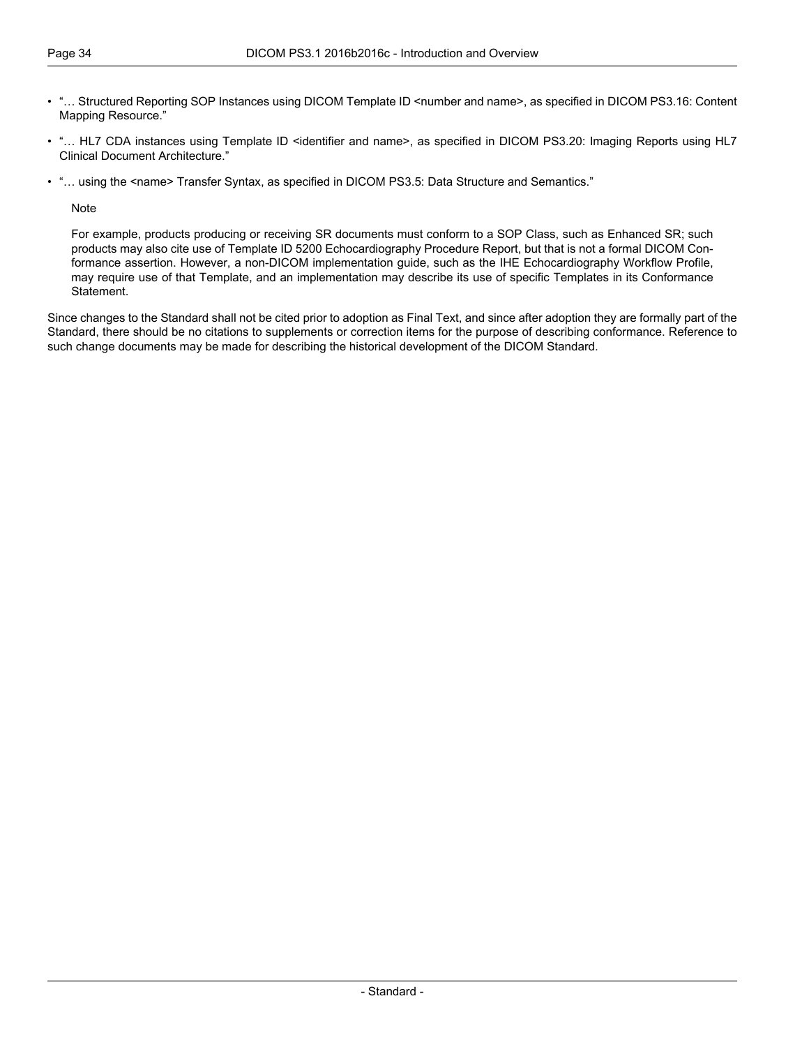- "… Structured Reporting SOP Instances using DICOM Template ID <number and name>, as specified in DICOM PS3.16: Content Mapping Resource."
- "… HL7 CDA instances using Template ID <identifier and name>, as specified in DICOM PS3.20: Imaging Reports using HL7 Clinical Document Architecture."
- "… using the <name> Transfer Syntax, as specified in DICOM PS3.5: Data Structure and Semantics."

  Note

  For example, products producing or receiving SR documents must conform to a SOP Class, such as Enhanced SR; such products may also cite use of Template ID 5200 Echocardiography Procedure Report, but that is not a formal DICOM Conformance assertion. However, a non-DICOM implementation guide, such as the IHE Echocardiography Workflow Profile, may require use of that Template, and an implementation may describe its use of specific Templates in its Conformance Statement.

Since changes to the Standard shall not be cited prior to adoption as Final Text, and since after adoption they are formally part of the Standard, there should be no citations to supplements or correction items for the purpose of describing conformance. Reference to such change documents may be made for describing the historical development of the DICOM Standard.